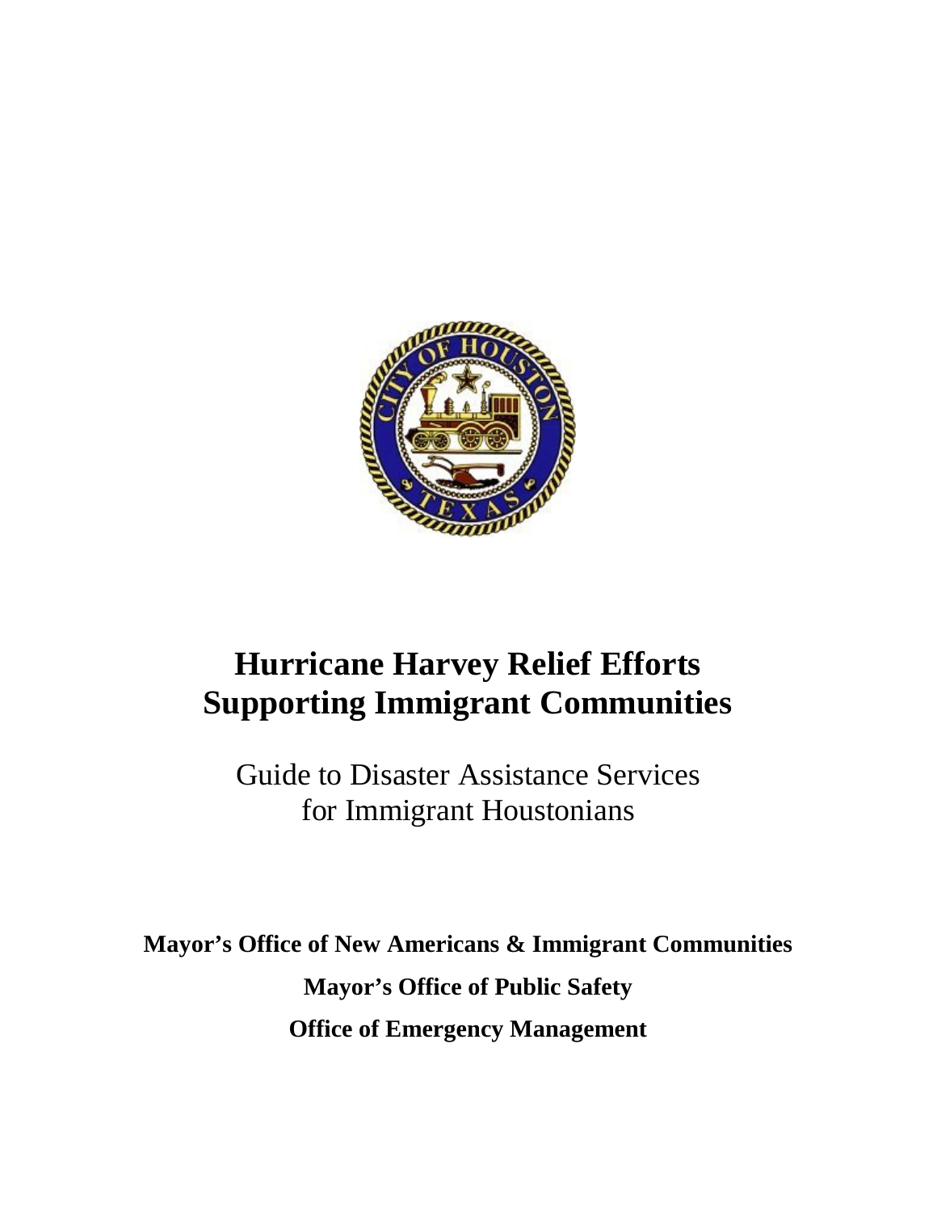# Hurricane Harvey Relief Efforts
# Supporting Immigrant Communities

Guide to Disaster Assistance Services
for Immigrant Houstonians

**Mayor's Office of New Americans & Immigrant Communities**

**Mayor's Office of Public Safety**

**Office of Emergency Management**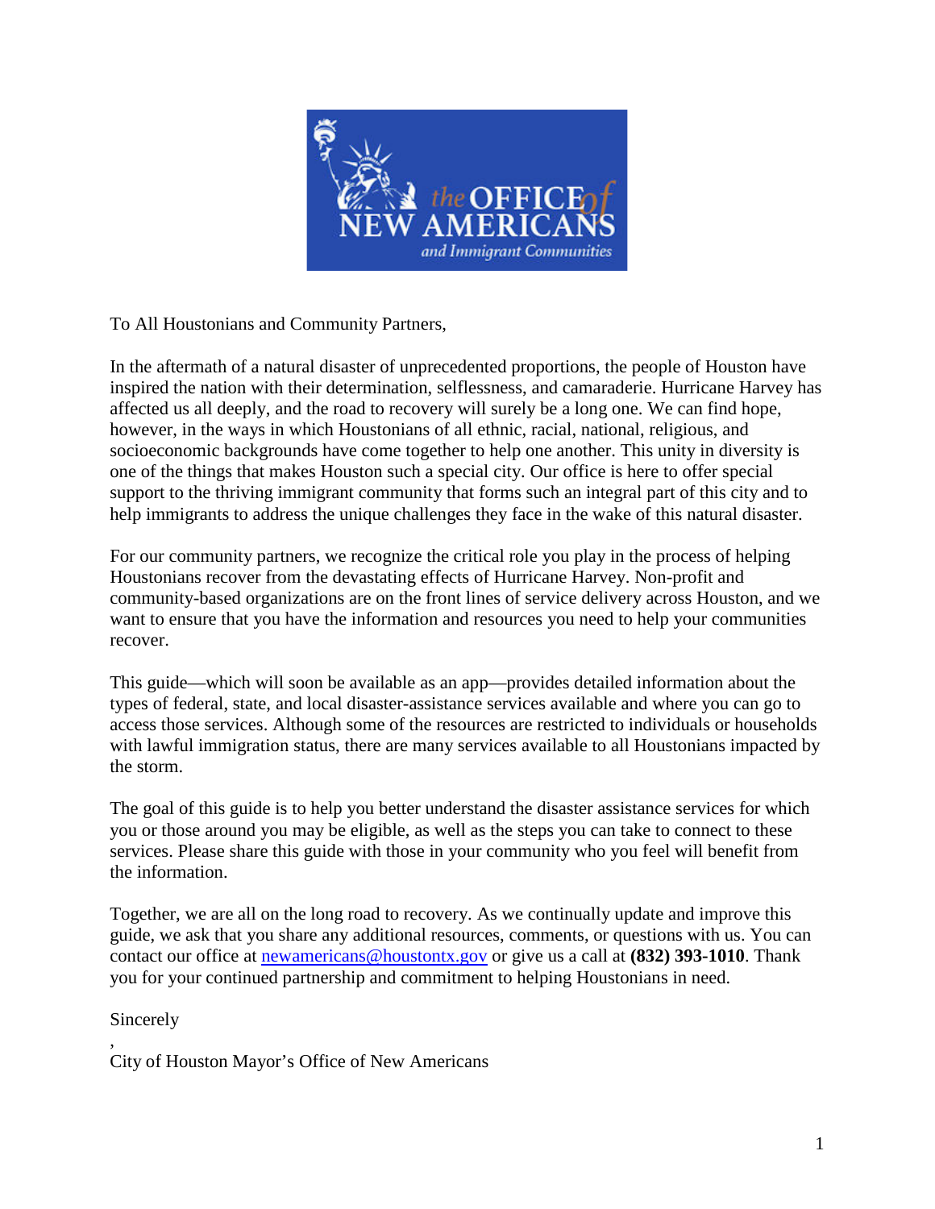To All Houstonians and Community Partners,

In the aftermath of a natural disaster of unprecedented proportions, the people of Houston have inspired the nation with their determination, selflessness, and camaraderie. Hurricane Harvey has affected us all deeply, and the road to recovery will surely be a long one. We can find hope, however, in the ways in which Houstonians of all ethnic, racial, national, religious, and socioeconomic backgrounds have come together to help one another. This unity in diversity is one of the things that makes Houston such a special city. Our office is here to offer special support to the thriving immigrant community that forms such an integral part of this city and to help immigrants to address the unique challenges they face in the wake of this natural disaster.

For our community partners, we recognize the critical role you play in the process of helping Houstonians recover from the devastating effects of Hurricane Harvey. Non-profit and community-based organizations are on the front lines of service delivery across Houston, and we want to ensure that you have the information and resources you need to help your communities recover.

This guide—which will soon be available as an app—provides detailed information about the types of federal, state, and local disaster-assistance services available and where you can go to access those services. Although some of the resources are restricted to individuals or households with lawful immigration status, there are many services available to all Houstonians impacted by the storm.

The goal of this guide is to help you better understand the disaster assistance services for which you or those around you may be eligible, as well as the steps you can take to connect to these services. Please share this guide with those in your community who you feel will benefit from the information.

Together, we are all on the long road to recovery. As we continually update and improve this guide, we ask that you share any additional resources, comments, or questions with us. You can contact our office at newamericans@houstontx.gov or give us a call at **(832) 393-1010**. Thank you for your continued partnership and commitment to helping Houstonians in need.

Sincerely

,
City of Houston Mayor's Office of New Americans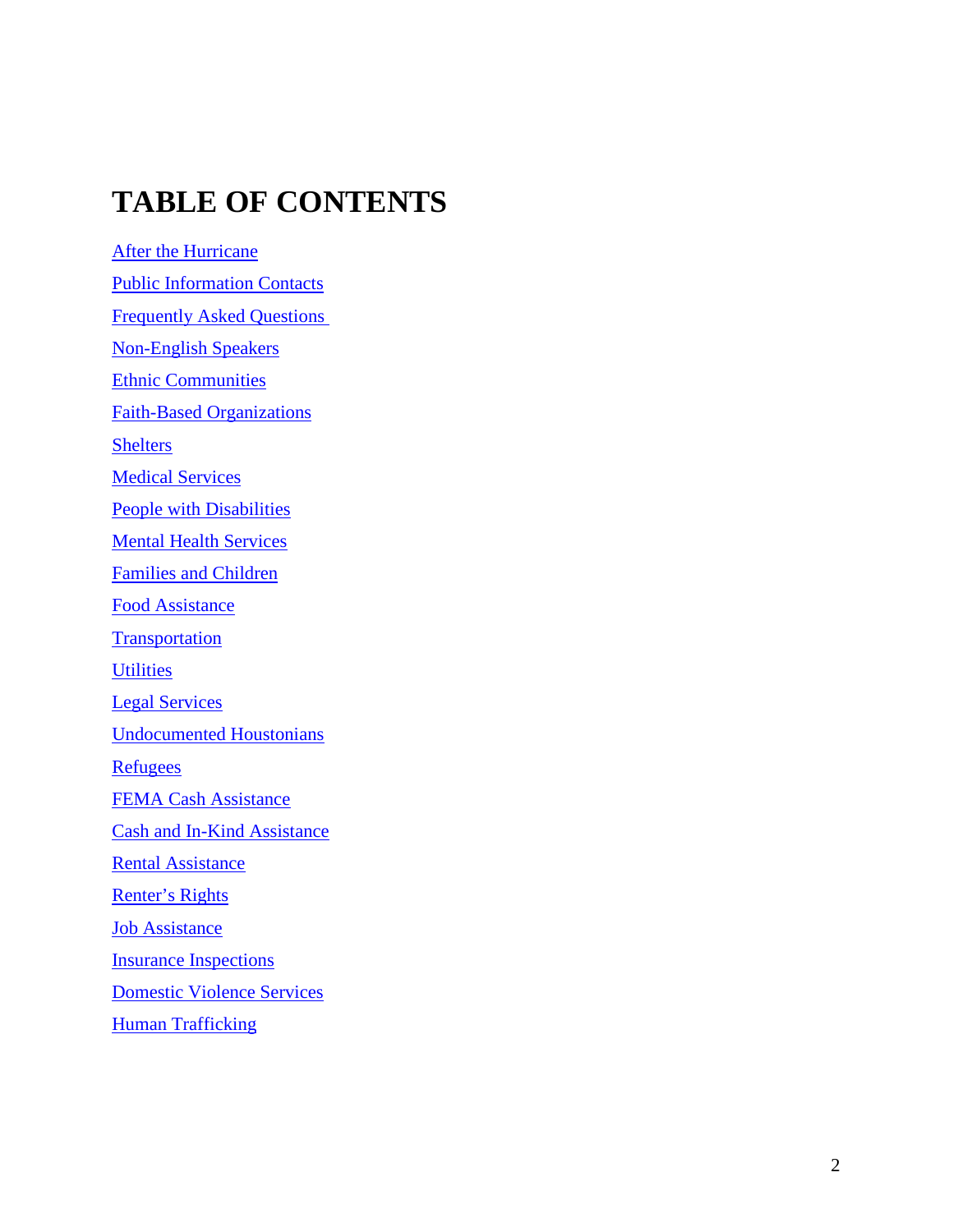# TABLE OF CONTENTS

After the Hurricane

Public Information Contacts

Frequently Asked Questions

Non-English Speakers

Ethnic Communities

Faith-Based Organizations

Shelters

Medical Services

People with Disabilities

Mental Health Services

Families and Children

Food Assistance

Transportation

Utilities

Legal Services

Undocumented Houstonians

Refugees

FEMA Cash Assistance

Cash and In-Kind Assistance

Rental Assistance

Renter's Rights

Job Assistance

Insurance Inspections

Domestic Violence Services

Human Trafficking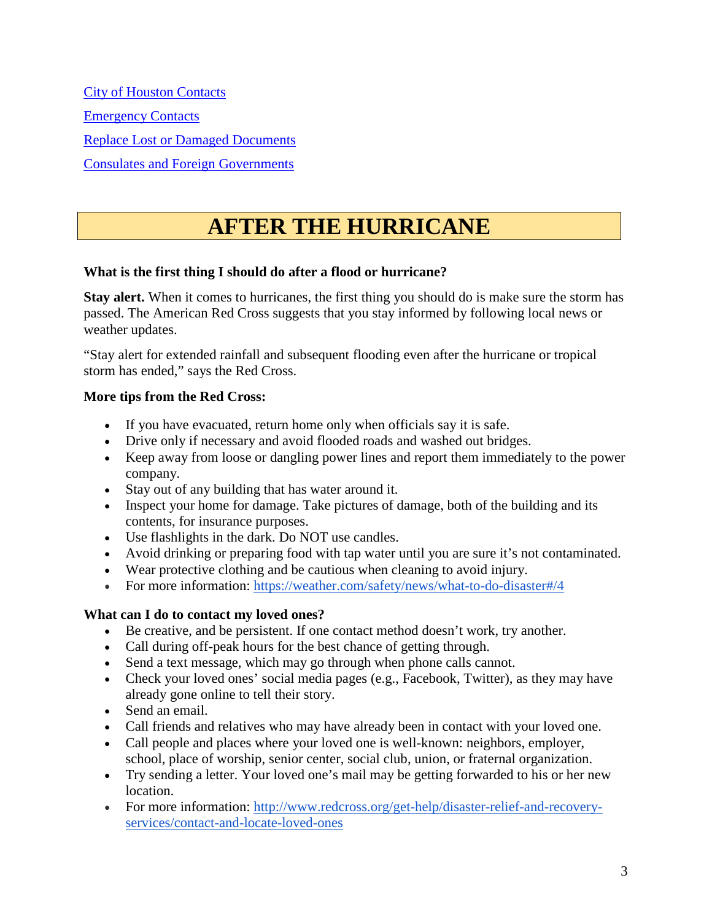[City of Houston Contacts]

[Emergency Contacts]

[Replace Lost or Damaged Documents]

[Consulates and Foreign Governments]

# AFTER THE HURRICANE

**What is the first thing I should do after a flood or hurricane?**

**Stay alert.** When it comes to hurricanes, the first thing you should do is make sure the storm has passed. The American Red Cross suggests that you stay informed by following local news or weather updates.

"Stay alert for extended rainfall and subsequent flooding even after the hurricane or tropical storm has ended," says the Red Cross.

**More tips from the Red Cross:**

- If you have evacuated, return home only when officials say it is safe.
- Drive only if necessary and avoid flooded roads and washed out bridges.
- Keep away from loose or dangling power lines and report them immediately to the power company.
- Stay out of any building that has water around it.
- Inspect your home for damage. Take pictures of damage, both of the building and its contents, for insurance purposes.
- Use flashlights in the dark. Do NOT use candles.
- Avoid drinking or preparing food with tap water until you are sure it's not contaminated.
- Wear protective clothing and be cautious when cleaning to avoid injury.
- For more information: https://weather.com/safety/news/what-to-do-disaster#/4

**What can I do to contact my loved ones?**

- Be creative, and be persistent. If one contact method doesn't work, try another.
- Call during off-peak hours for the best chance of getting through.
- Send a text message, which may go through when phone calls cannot.
- Check your loved ones' social media pages (e.g., Facebook, Twitter), as they may have already gone online to tell their story.
- Send an email.
- Call friends and relatives who may have already been in contact with your loved one.
- Call people and places where your loved one is well-known: neighbors, employer, school, place of worship, senior center, social club, union, or fraternal organization.
- Try sending a letter. Your loved one's mail may be getting forwarded to his or her new location.
- For more information: http://www.redcross.org/get-help/disaster-relief-and-recovery-services/contact-and-locate-loved-ones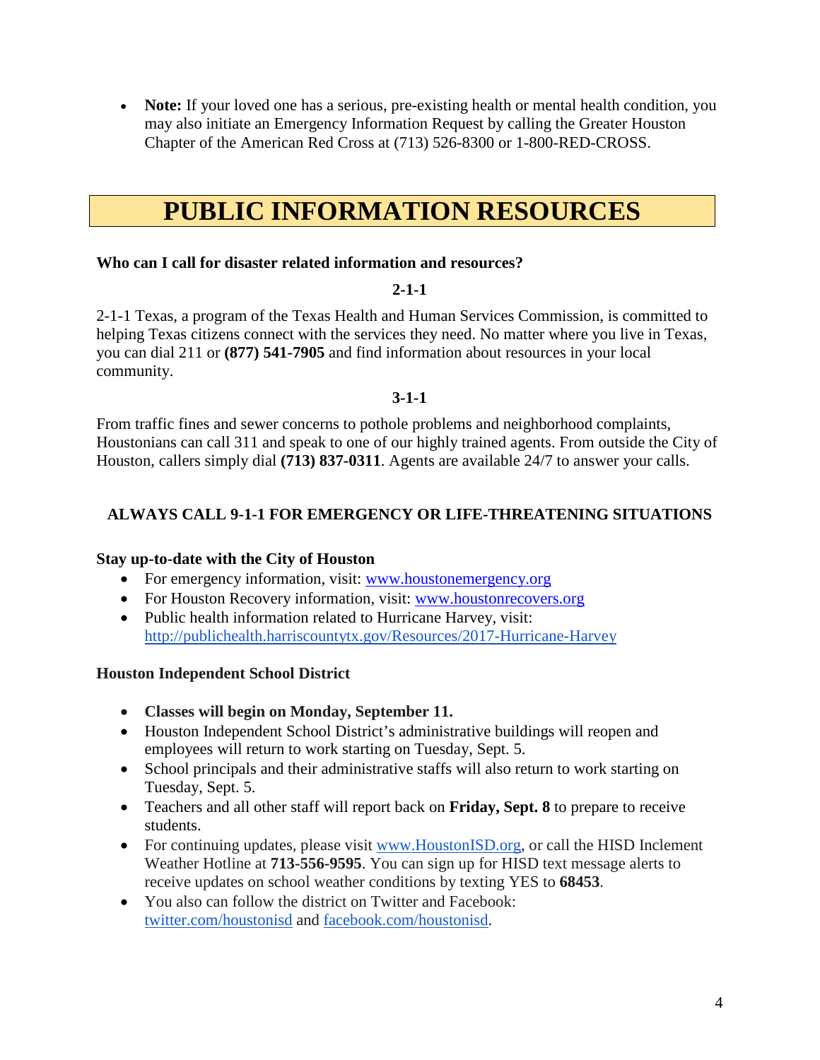- **Note:** If your loved one has a serious, pre-existing health or mental health condition, you may also initiate an Emergency Information Request by calling the Greater Houston Chapter of the American Red Cross at (713) 526-8300 or 1-800-RED-CROSS.

# PUBLIC INFORMATION RESOURCES

**Who can I call for disaster related information and resources?**

**2-1-1**

2-1-1 Texas, a program of the Texas Health and Human Services Commission, is committed to helping Texas citizens connect with the services they need. No matter where you live in Texas, you can dial 211 or **(877) 541-7905** and find information about resources in your local community.

**3-1-1**

From traffic fines and sewer concerns to pothole problems and neighborhood complaints, Houstonians can call 311 and speak to one of our highly trained agents. From outside the City of Houston, callers simply dial **(713) 837-0311**. Agents are available 24/7 to answer your calls.

**ALWAYS CALL 9-1-1 FOR EMERGENCY OR LIFE-THREATENING SITUATIONS**

**Stay up-to-date with the City of Houston**

- For emergency information, visit: www.houstonemergency.org
- For Houston Recovery information, visit: www.houstonrecovers.org
- Public health information related to Hurricane Harvey, visit: http://publichealth.harriscountytx.gov/Resources/2017-Hurricane-Harvey

**Houston Independent School District**

- **Classes will begin on Monday, September 11.**
- Houston Independent School District's administrative buildings will reopen and employees will return to work starting on Tuesday, Sept. 5.
- School principals and their administrative staffs will also return to work starting on Tuesday, Sept. 5.
- Teachers and all other staff will report back on **Friday, Sept. 8** to prepare to receive students.
- For continuing updates, please visit www.HoustonISD.org, or call the HISD Inclement Weather Hotline at **713-556-9595**. You can sign up for HISD text message alerts to receive updates on school weather conditions by texting YES to **68453**.
- You also can follow the district on Twitter and Facebook: twitter.com/houstonisd and facebook.com/houstonisd.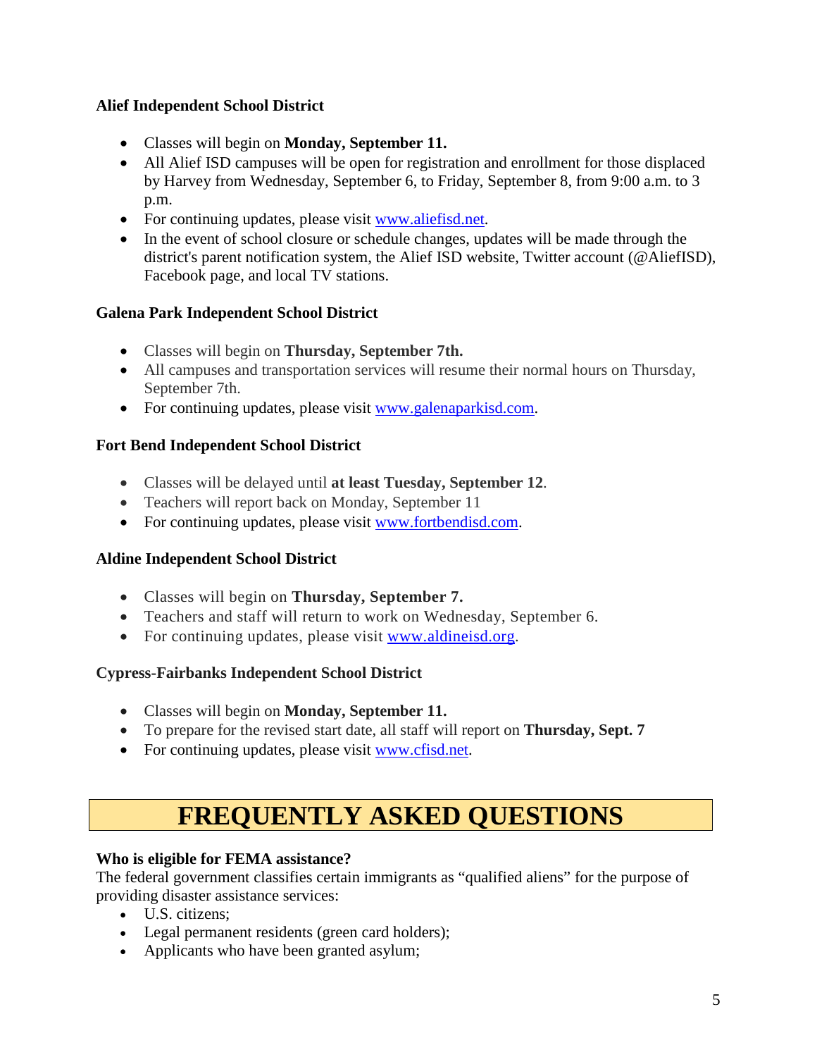**Alief Independent School District**

- Classes will begin on **Monday, September 11.**
- All Alief ISD campuses will be open for registration and enrollment for those displaced by Harvey from Wednesday, September 6, to Friday, September 8, from 9:00 a.m. to 3 p.m.
- For continuing updates, please visit www.aliefisd.net.
- In the event of school closure or schedule changes, updates will be made through the district's parent notification system, the Alief ISD website, Twitter account (@AliefISD), Facebook page, and local TV stations.

**Galena Park Independent School District**

- Classes will begin on **Thursday, September 7th.**
- All campuses and transportation services will resume their normal hours on Thursday, September 7th.
- For continuing updates, please visit www.galenaparkisd.com.

**Fort Bend Independent School District**

- Classes will be delayed until **at least Tuesday, September 12**.
- Teachers will report back on Monday, September 11
- For continuing updates, please visit www.fortbendisd.com.

**Aldine Independent School District**

- Classes will begin on **Thursday, September 7.**
- Teachers and staff will return to work on Wednesday, September 6.
- For continuing updates, please visit www.aldineisd.org.

**Cypress-Fairbanks Independent School District**

- Classes will begin on **Monday, September 11.**
- To prepare for the revised start date, all staff will report on **Thursday, Sept. 7**
- For continuing updates, please visit www.cfisd.net.

# FREQUENTLY ASKED QUESTIONS

**Who is eligible for FEMA assistance?**
The federal government classifies certain immigrants as "qualified aliens" for the purpose of providing disaster assistance services:

- U.S. citizens;
- Legal permanent residents (green card holders);
- Applicants who have been granted asylum;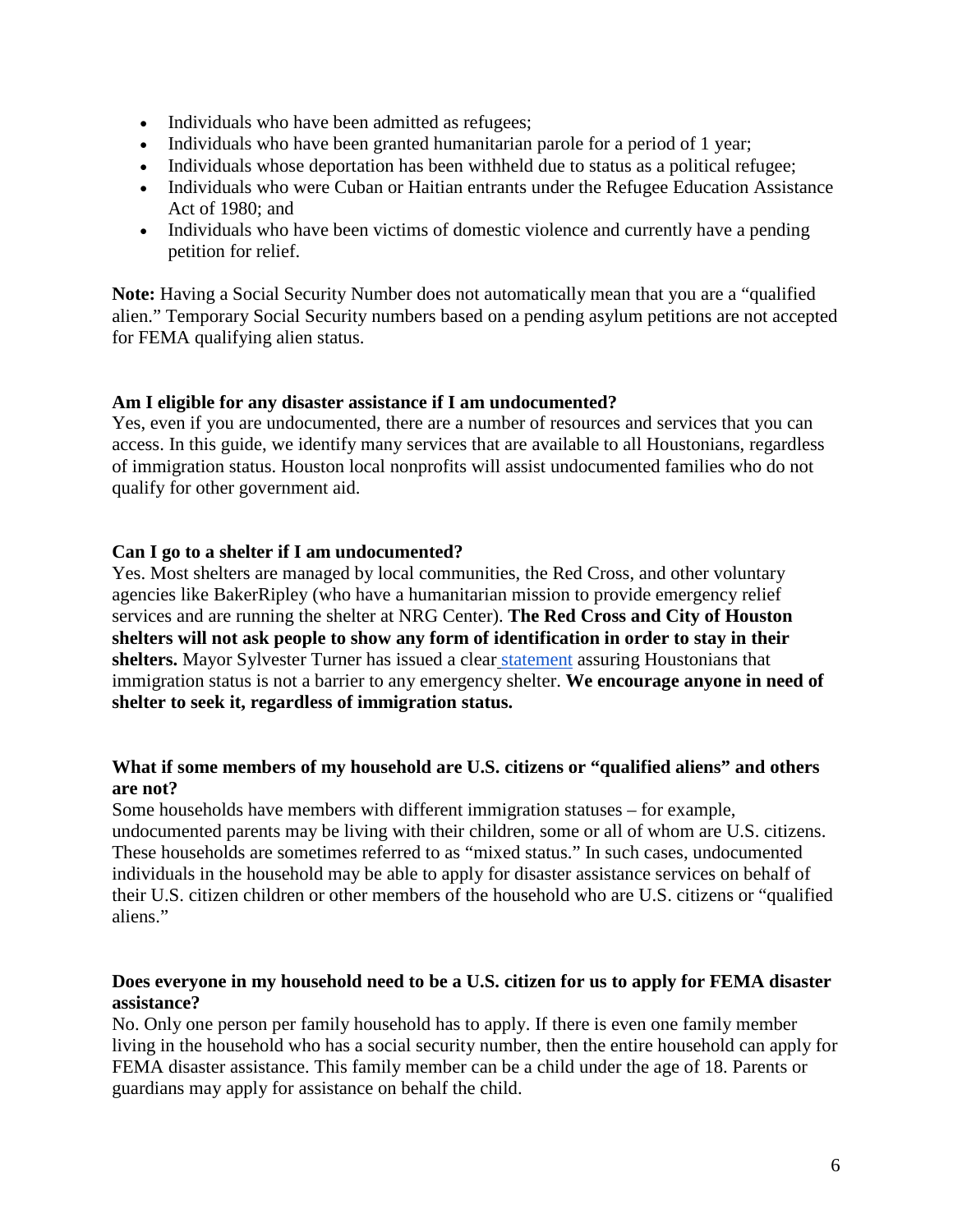- Individuals who have been admitted as refugees;
- Individuals who have been granted humanitarian parole for a period of 1 year;
- Individuals whose deportation has been withheld due to status as a political refugee;
- Individuals who were Cuban or Haitian entrants under the Refugee Education Assistance Act of 1980; and
- Individuals who have been victims of domestic violence and currently have a pending petition for relief.

**Note:** Having a Social Security Number does not automatically mean that you are a "qualified alien." Temporary Social Security numbers based on a pending asylum petitions are not accepted for FEMA qualifying alien status.

**Am I eligible for any disaster assistance if I am undocumented?**

Yes, even if you are undocumented, there are a number of resources and services that you can access. In this guide, we identify many services that are available to all Houstonians, regardless of immigration status. Houston local nonprofits will assist undocumented families who do not qualify for other government aid.

**Can I go to a shelter if I am undocumented?**

Yes. Most shelters are managed by local communities, the Red Cross, and other voluntary agencies like BakerRipley (who have a humanitarian mission to provide emergency relief services and are running the shelter at NRG Center). **The Red Cross and City of Houston shelters will not ask people to show any form of identification in order to stay in their shelters.** Mayor Sylvester Turner has issued a clear statement assuring Houstonians that immigration status is not a barrier to any emergency shelter. **We encourage anyone in need of shelter to seek it, regardless of immigration status.**

**What if some members of my household are U.S. citizens or "qualified aliens" and others are not?**

Some households have members with different immigration statuses – for example, undocumented parents may be living with their children, some or all of whom are U.S. citizens. These households are sometimes referred to as "mixed status." In such cases, undocumented individuals in the household may be able to apply for disaster assistance services on behalf of their U.S. citizen children or other members of the household who are U.S. citizens or "qualified aliens."

**Does everyone in my household need to be a U.S. citizen for us to apply for FEMA disaster assistance?**

No. Only one person per family household has to apply. If there is even one family member living in the household who has a social security number, then the entire household can apply for FEMA disaster assistance. This family member can be a child under the age of 18. Parents or guardians may apply for assistance on behalf the child.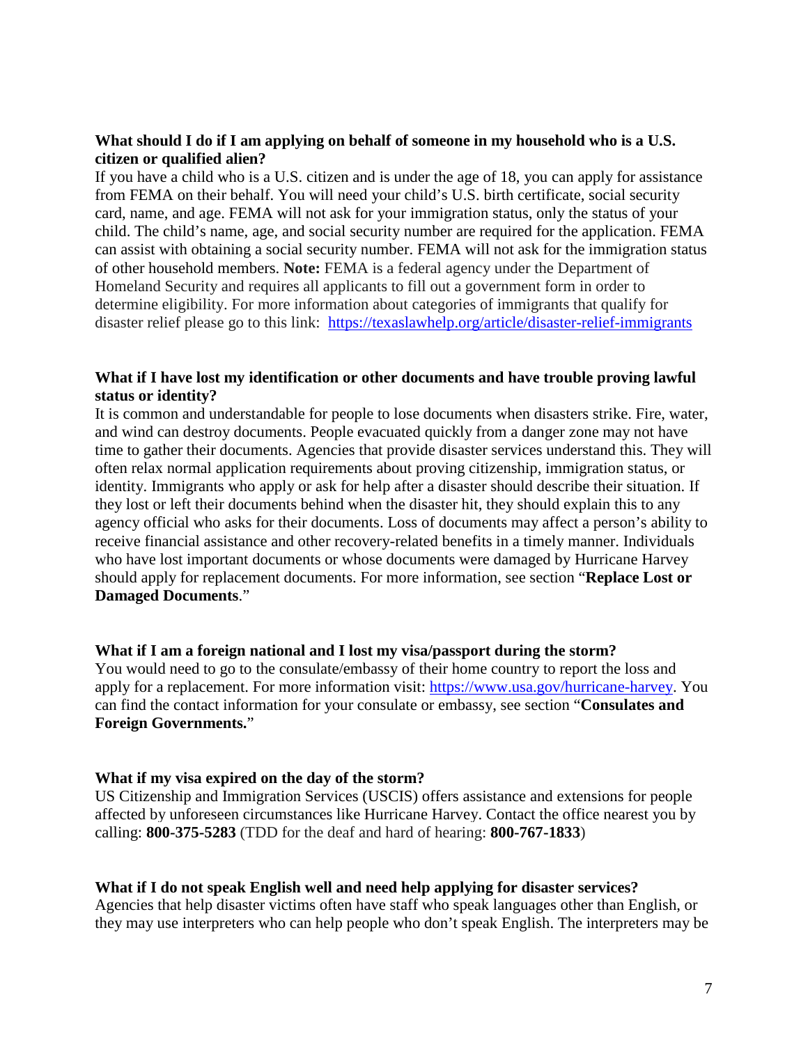**What should I do if I am applying on behalf of someone in my household who is a U.S. citizen or qualified alien?**

If you have a child who is a U.S. citizen and is under the age of 18, you can apply for assistance from FEMA on their behalf. You will need your child's U.S. birth certificate, social security card, name, and age. FEMA will not ask for your immigration status, only the status of your child. The child's name, age, and social security number are required for the application. FEMA can assist with obtaining a social security number. FEMA will not ask for the immigration status of other household members. **Note:** FEMA is a federal agency under the Department of Homeland Security and requires all applicants to fill out a government form in order to determine eligibility. For more information about categories of immigrants that qualify for disaster relief please go to this link: https://texaslawhelp.org/article/disaster-relief-immigrants

**What if I have lost my identification or other documents and have trouble proving lawful status or identity?**

It is common and understandable for people to lose documents when disasters strike. Fire, water, and wind can destroy documents. People evacuated quickly from a danger zone may not have time to gather their documents. Agencies that provide disaster services understand this. They will often relax normal application requirements about proving citizenship, immigration status, or identity. Immigrants who apply or ask for help after a disaster should describe their situation. If they lost or left their documents behind when the disaster hit, they should explain this to any agency official who asks for their documents. Loss of documents may affect a person's ability to receive financial assistance and other recovery-related benefits in a timely manner. Individuals who have lost important documents or whose documents were damaged by Hurricane Harvey should apply for replacement documents. For more information, see section "**Replace Lost or Damaged Documents**."

**What if I am a foreign national and I lost my visa/passport during the storm?**

You would need to go to the consulate/embassy of their home country to report the loss and apply for a replacement. For more information visit: https://www.usa.gov/hurricane-harvey. You can find the contact information for your consulate or embassy, see section "**Consulates and Foreign Governments.**"

**What if my visa expired on the day of the storm?**

US Citizenship and Immigration Services (USCIS) offers assistance and extensions for people affected by unforeseen circumstances like Hurricane Harvey. Contact the office nearest you by calling: **800-375-5283** (TDD for the deaf and hard of hearing: **800-767-1833**)

**What if I do not speak English well and need help applying for disaster services?**

Agencies that help disaster victims often have staff who speak languages other than English, or they may use interpreters who can help people who don't speak English. The interpreters may be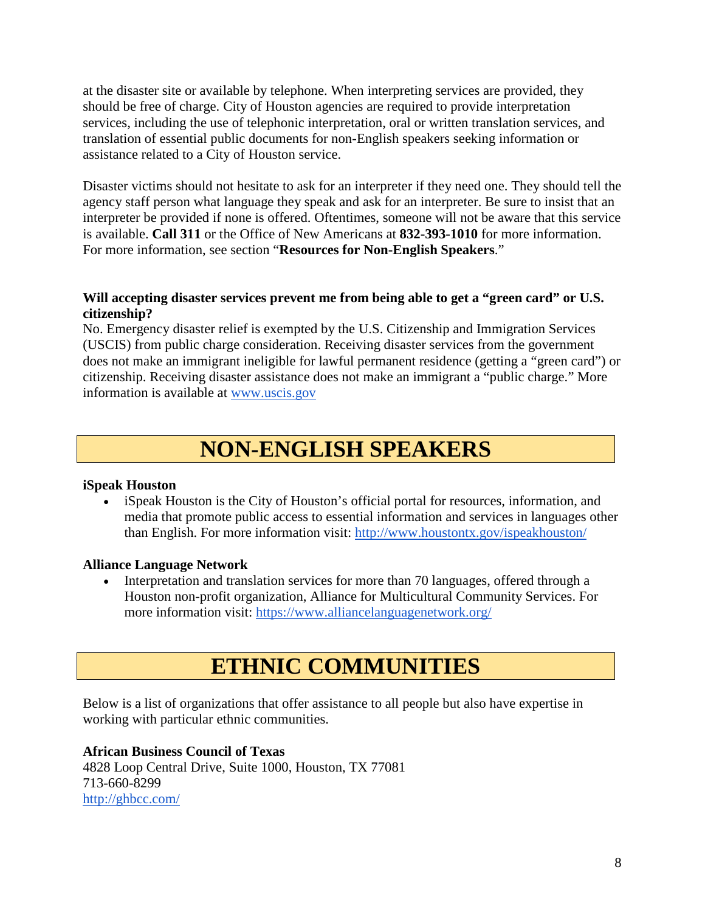at the disaster site or available by telephone. When interpreting services are provided, they should be free of charge. City of Houston agencies are required to provide interpretation services, including the use of telephonic interpretation, oral or written translation services, and translation of essential public documents for non-English speakers seeking information or assistance related to a City of Houston service.

Disaster victims should not hesitate to ask for an interpreter if they need one. They should tell the agency staff person what language they speak and ask for an interpreter. Be sure to insist that an interpreter be provided if none is offered. Oftentimes, someone will not be aware that this service is available. **Call 311** or the Office of New Americans at **832-393-1010** for more information. For more information, see section "**Resources for Non-English Speakers**."

**Will accepting disaster services prevent me from being able to get a "green card" or U.S. citizenship?**

No. Emergency disaster relief is exempted by the U.S. Citizenship and Immigration Services (USCIS) from public charge consideration. Receiving disaster services from the government does not make an immigrant ineligible for lawful permanent residence (getting a "green card") or citizenship. Receiving disaster assistance does not make an immigrant a "public charge." More information is available at www.uscis.gov

# NON-ENGLISH SPEAKERS

**iSpeak Houston**

- iSpeak Houston is the City of Houston's official portal for resources, information, and media that promote public access to essential information and services in languages other than English. For more information visit: http://www.houstontx.gov/ispeakhouston/

**Alliance Language Network**

- Interpretation and translation services for more than 70 languages, offered through a Houston non-profit organization, Alliance for Multicultural Community Services. For more information visit: https://www.alliancelanguagenetwork.org/

# ETHNIC COMMUNITIES

Below is a list of organizations that offer assistance to all people but also have expertise in working with particular ethnic communities.

**African Business Council of Texas**
4828 Loop Central Drive, Suite 1000, Houston, TX 77081
713-660-8299
http://ghbcc.com/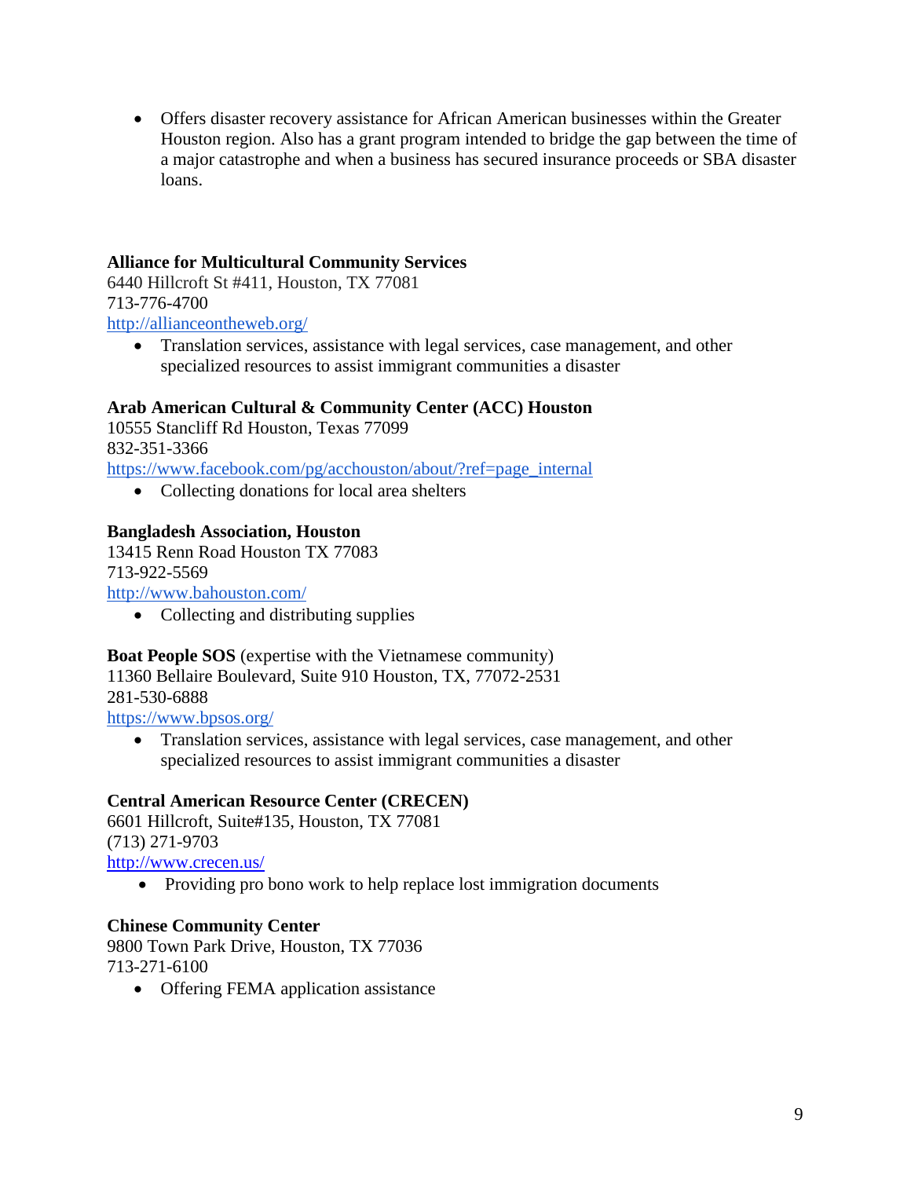- Offers disaster recovery assistance for African American businesses within the Greater Houston region. Also has a grant program intended to bridge the gap between the time of a major catastrophe and when a business has secured insurance proceeds or SBA disaster loans.

**Alliance for Multicultural Community Services**
6440 Hillcroft St #411, Houston, TX 77081
713-776-4700
http://allianceontheweb.org/

- Translation services, assistance with legal services, case management, and other specialized resources to assist immigrant communities a disaster

**Arab American Cultural & Community Center (ACC) Houston**
10555 Stancliff Rd Houston, Texas 77099
832-351-3366
https://www.facebook.com/pg/acchouston/about/?ref=page_internal

- Collecting donations for local area shelters

**Bangladesh Association, Houston**
13415 Renn Road Houston TX 77083
713-922-5569
http://www.bahouston.com/

- Collecting and distributing supplies

**Boat People SOS** (expertise with the Vietnamese community)
11360 Bellaire Boulevard, Suite 910 Houston, TX, 77072-2531
281-530-6888
https://www.bpsos.org/

- Translation services, assistance with legal services, case management, and other specialized resources to assist immigrant communities a disaster

**Central American Resource Center (CRECEN)**
6601 Hillcroft, Suite#135, Houston, TX 77081
(713) 271-9703
http://www.crecen.us/

- Providing pro bono work to help replace lost immigration documents

**Chinese Community Center**
9800 Town Park Drive, Houston, TX 77036
713-271-6100

- Offering FEMA application assistance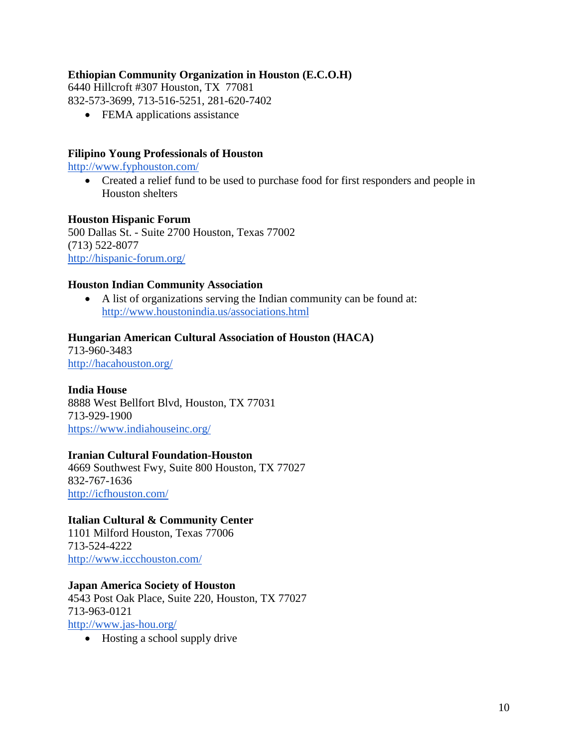**Ethiopian Community Organization in Houston (E.C.O.H)**
6440 Hillcroft #307 Houston, TX 77081
832-573-3699, 713-516-5251, 281-620-7402

- FEMA applications assistance

**Filipino Young Professionals of Houston**
http://www.fyphouston.com/

- Created a relief fund to be used to purchase food for first responders and people in Houston shelters

**Houston Hispanic Forum**
500 Dallas St. - Suite 2700 Houston, Texas 77002
(713) 522-8077
http://hispanic-forum.org/

**Houston Indian Community Association**

- A list of organizations serving the Indian community can be found at: http://www.houstonindia.us/associations.html

**Hungarian American Cultural Association of Houston (HACA)**
713-960-3483
http://hacahouston.org/

**India House**
8888 West Bellfort Blvd, Houston, TX 77031
713-929-1900
https://www.indiahouseinc.org/

**Iranian Cultural Foundation-Houston**
4669 Southwest Fwy, Suite 800 Houston, TX 77027
832-767-1636
http://icfhouston.com/

**Italian Cultural & Community Center**
1101 Milford Houston, Texas 77006
713-524-4222
http://www.iccchouston.com/

**Japan America Society of Houston**
4543 Post Oak Place, Suite 220, Houston, TX 77027
713-963-0121
http://www.jas-hou.org/

- Hosting a school supply drive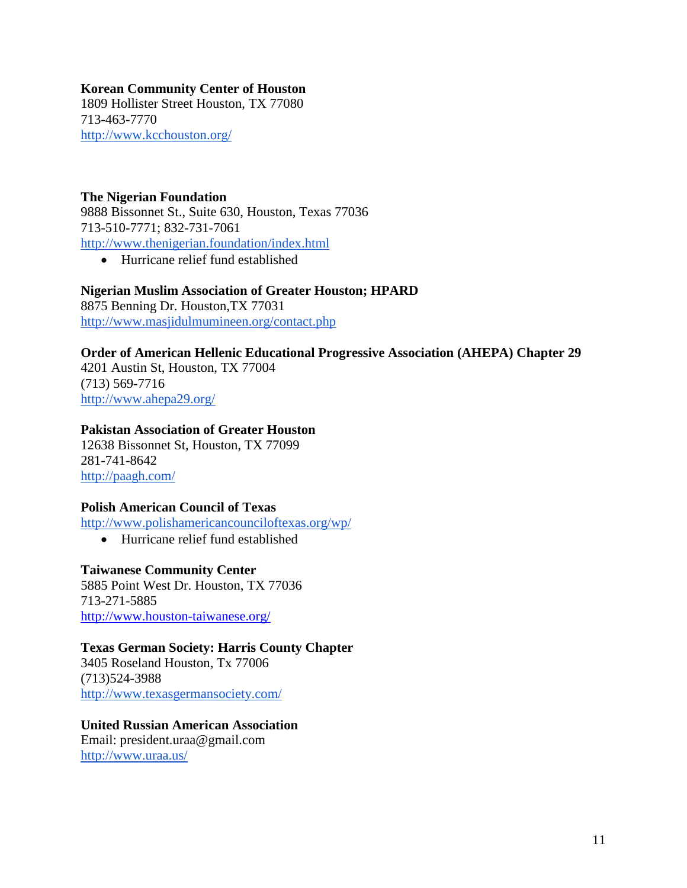**Korean Community Center of Houston**
1809 Hollister Street Houston, TX 77080
713-463-7770
http://www.kcchouston.org/

**The Nigerian Foundation**
9888 Bissonnet St., Suite 630, Houston, Texas 77036
713-510-7771; 832-731-7061
http://www.thenigerian.foundation/index.html

- Hurricane relief fund established

**Nigerian Muslim Association of Greater Houston; HPARD**
8875 Benning Dr. Houston,TX 77031
http://www.masjidulmumineen.org/contact.php

**Order of American Hellenic Educational Progressive Association (AHEPA) Chapter 29**
4201 Austin St, Houston, TX 77004
(713) 569-7716
http://www.ahepa29.org/

**Pakistan Association of Greater Houston**
12638 Bissonnet St, Houston, TX 77099
281-741-8642
http://paagh.com/

**Polish American Council of Texas**
http://www.polishamericancounciloftexas.org/wp/

- Hurricane relief fund established

**Taiwanese Community Center**
5885 Point West Dr. Houston, TX 77036
713-271-5885
http://www.houston-taiwanese.org/

**Texas German Society: Harris County Chapter**
3405 Roseland Houston, Tx 77006
(713)524-3988
http://www.texasgermansociety.com/

**United Russian American Association**
Email: president.uraa@gmail.com
http://www.uraa.us/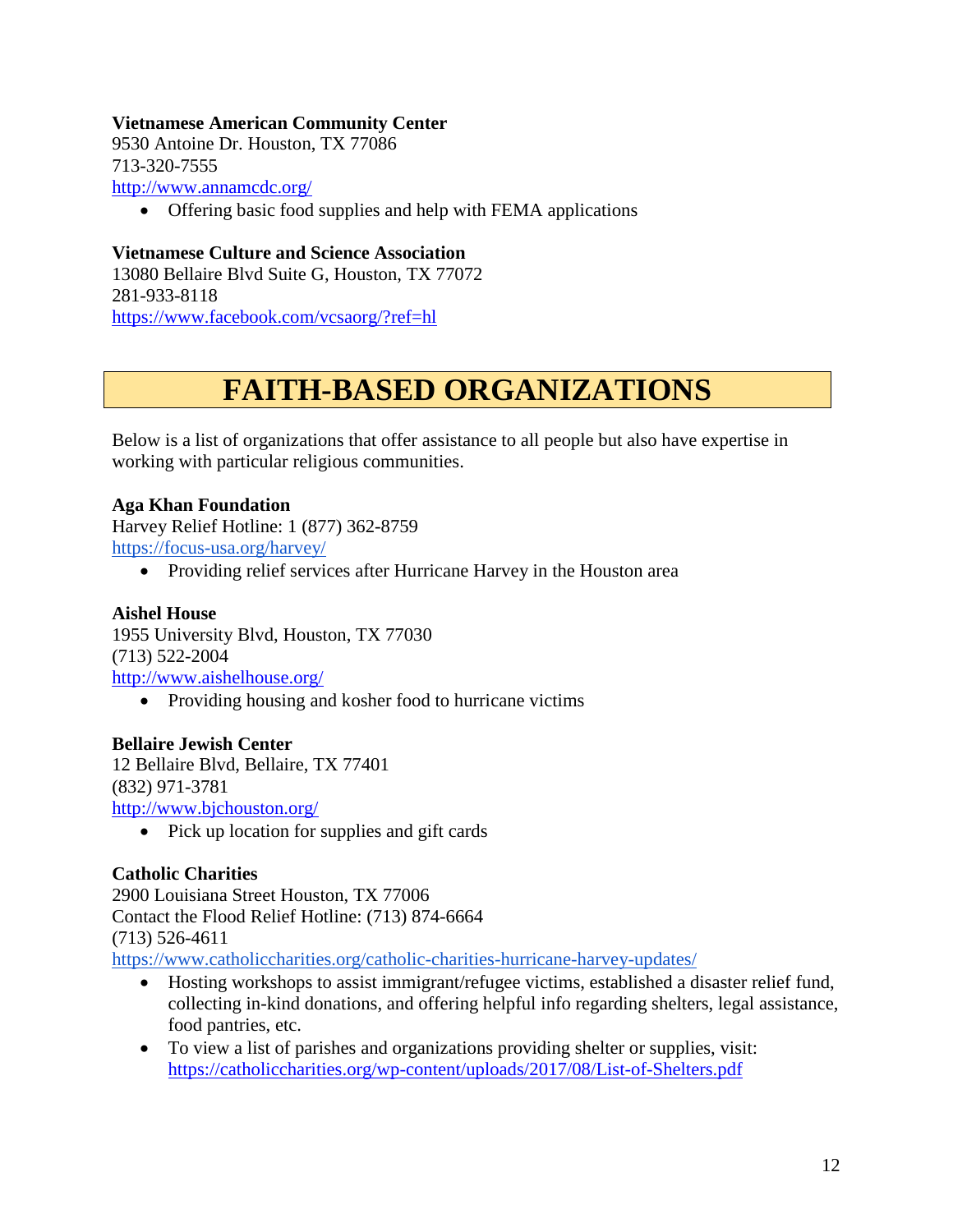**Vietnamese American Community Center**
9530 Antoine Dr. Houston, TX 77086
713-320-7555
http://www.annamcdc.org/

- Offering basic food supplies and help with FEMA applications

**Vietnamese Culture and Science Association**
13080 Bellaire Blvd Suite G, Houston, TX 77072
281-933-8118
https://www.facebook.com/vcsaorg/?ref=hl

# FAITH-BASED ORGANIZATIONS

Below is a list of organizations that offer assistance to all people but also have expertise in working with particular religious communities.

**Aga Khan Foundation**
Harvey Relief Hotline: 1 (877) 362-8759
https://focus-usa.org/harvey/

- Providing relief services after Hurricane Harvey in the Houston area

**Aishel House**
1955 University Blvd, Houston, TX 77030
(713) 522-2004
http://www.aishelhouse.org/

- Providing housing and kosher food to hurricane victims

**Bellaire Jewish Center**
12 Bellaire Blvd, Bellaire, TX 77401
(832) 971-3781
http://www.bjchouston.org/

- Pick up location for supplies and gift cards

**Catholic Charities**
2900 Louisiana Street Houston, TX 77006
Contact the Flood Relief Hotline: (713) 874-6664
(713) 526-4611
https://www.catholiccharities.org/catholic-charities-hurricane-harvey-updates/

- Hosting workshops to assist immigrant/refugee victims, established a disaster relief fund, collecting in-kind donations, and offering helpful info regarding shelters, legal assistance, food pantries, etc.
- To view a list of parishes and organizations providing shelter or supplies, visit: https://catholiccharities.org/wp-content/uploads/2017/08/List-of-Shelters.pdf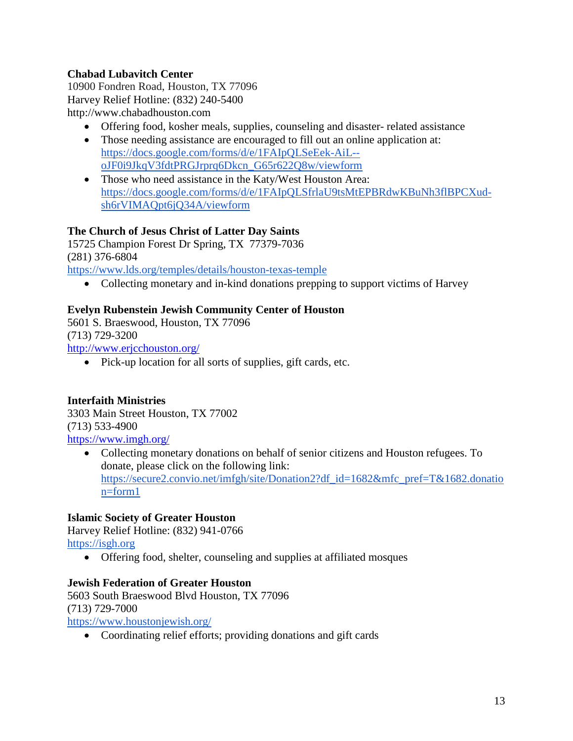**Chabad Lubavitch Center**
10900 Fondren Road, Houston, TX 77096
Harvey Relief Hotline: (832) 240-5400
http://www.chabadhouston.com

- Offering food, kosher meals, supplies, counseling and disaster- related assistance
- Those needing assistance are encouraged to fill out an online application at: https://docs.google.com/forms/d/e/1FAIpQLSeEek-AiL--oJF0i9JkqV3fdtPRGJrprq6Dkcn_G65r622Q8w/viewform
- Those who need assistance in the Katy/West Houston Area: https://docs.google.com/forms/d/e/1FAIpQLSfrlaU9tsMtEPBRdwKBuNh3flBPCXud-sh6rVIMAQpt6jQ34A/viewform

**The Church of Jesus Christ of Latter Day Saints**
15725 Champion Forest Dr Spring, TX 77379-7036
(281) 376-6804
https://www.lds.org/temples/details/houston-texas-temple

- Collecting monetary and in-kind donations prepping to support victims of Harvey

**Evelyn Rubenstein Jewish Community Center of Houston**
5601 S. Braeswood, Houston, TX 77096
(713) 729-3200
http://www.erjcchouston.org/

- Pick-up location for all sorts of supplies, gift cards, etc.

**Interfaith Ministries**
3303 Main Street Houston, TX 77002
(713) 533-4900
https://www.imgh.org/

- Collecting monetary donations on behalf of senior citizens and Houston refugees. To donate, please click on the following link: https://secure2.convio.net/imfgh/site/Donation2?df_id=1682&mfc_pref=T&1682.donation=form1

**Islamic Society of Greater Houston**
Harvey Relief Hotline: (832) 941-0766
https://isgh.org

- Offering food, shelter, counseling and supplies at affiliated mosques

**Jewish Federation of Greater Houston**
5603 South Braeswood Blvd Houston, TX 77096
(713) 729-7000
https://www.houstonjewish.org/

- Coordinating relief efforts; providing donations and gift cards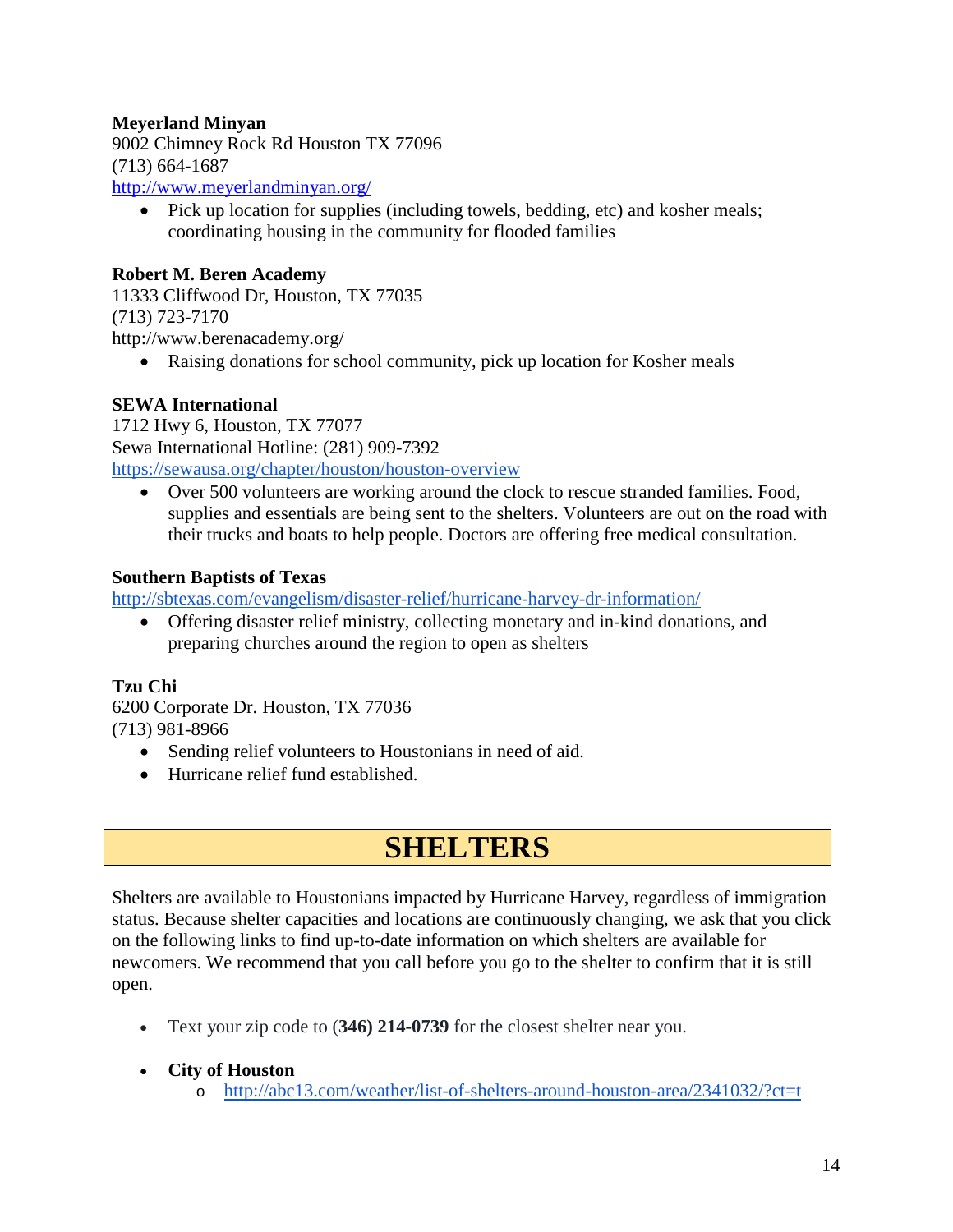**Meyerland Minyan**
9002 Chimney Rock Rd Houston TX 77096
(713) 664-1687
http://www.meyerlandminyan.org/

- Pick up location for supplies (including towels, bedding, etc) and kosher meals; coordinating housing in the community for flooded families

**Robert M. Beren Academy**
11333 Cliffwood Dr, Houston, TX 77035
(713) 723-7170
http://www.berenacademy.org/

- Raising donations for school community, pick up location for Kosher meals

**SEWA International**
1712 Hwy 6, Houston, TX 77077
Sewa International Hotline: (281) 909-7392
https://sewausa.org/chapter/houston/houston-overview

- Over 500 volunteers are working around the clock to rescue stranded families. Food, supplies and essentials are being sent to the shelters. Volunteers are out on the road with their trucks and boats to help people. Doctors are offering free medical consultation.

**Southern Baptists of Texas**
http://sbtexas.com/evangelism/disaster-relief/hurricane-harvey-dr-information/

- Offering disaster relief ministry, collecting monetary and in-kind donations, and preparing churches around the region to open as shelters

**Tzu Chi**
6200 Corporate Dr. Houston, TX 77036
(713) 981-8966

- Sending relief volunteers to Houstonians in need of aid.
- Hurricane relief fund established.

# SHELTERS

Shelters are available to Houstonians impacted by Hurricane Harvey, regardless of immigration status. Because shelter capacities and locations are continuously changing, we ask that you click on the following links to find up-to-date information on which shelters are available for newcomers. We recommend that you call before you go to the shelter to confirm that it is still open.

- Text your zip code to (**346) 214-0739** for the closest shelter near you.
- **City of Houston**
  - http://abc13.com/weather/list-of-shelters-around-houston-area/2341032/?ct=t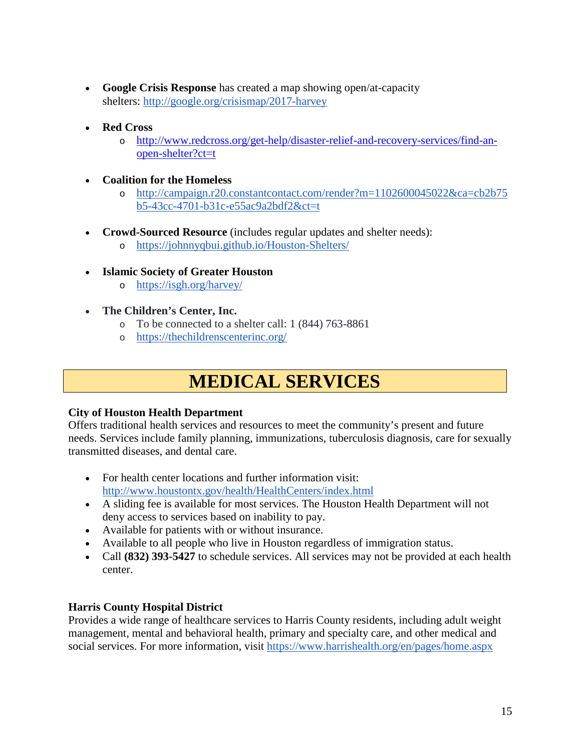- **Google Crisis Response** has created a map showing open/at-capacity shelters: http://google.org/crisismap/2017-harvey

- **Red Cross**
  - http://www.redcross.org/get-help/disaster-relief-and-recovery-services/find-an-open-shelter?ct=t

- **Coalition for the Homeless**
  - http://campaign.r20.constantcontact.com/render?m=1102600045022&ca=cb2b75b5-43cc-4701-b31c-e55ac9a2bdf2&ct=t

- **Crowd-Sourced Resource** (includes regular updates and shelter needs):
  - https://johnnyqbui.github.io/Houston-Shelters/

- **Islamic Society of Greater Houston**
  - https://isgh.org/harvey/

- **The Children's Center, Inc.**
  - To be connected to a shelter call: 1 (844) 763-8861
  - https://thechildrenscenterinc.org/

# MEDICAL SERVICES

**City of Houston Health Department**
Offers traditional health services and resources to meet the community's present and future needs. Services include family planning, immunizations, tuberculosis diagnosis, care for sexually transmitted diseases, and dental care.

- For health center locations and further information visit: http://www.houstontx.gov/health/HealthCenters/index.html
- A sliding fee is available for most services. The Houston Health Department will not deny access to services based on inability to pay.
- Available for patients with or without insurance.
- Available to all people who live in Houston regardless of immigration status.
- Call **(832) 393-5427** to schedule services. All services may not be provided at each health center.

**Harris County Hospital District**
Provides a wide range of healthcare services to Harris County residents, including adult weight management, mental and behavioral health, primary and specialty care, and other medical and social services. For more information, visit https://www.harrishealth.org/en/pages/home.aspx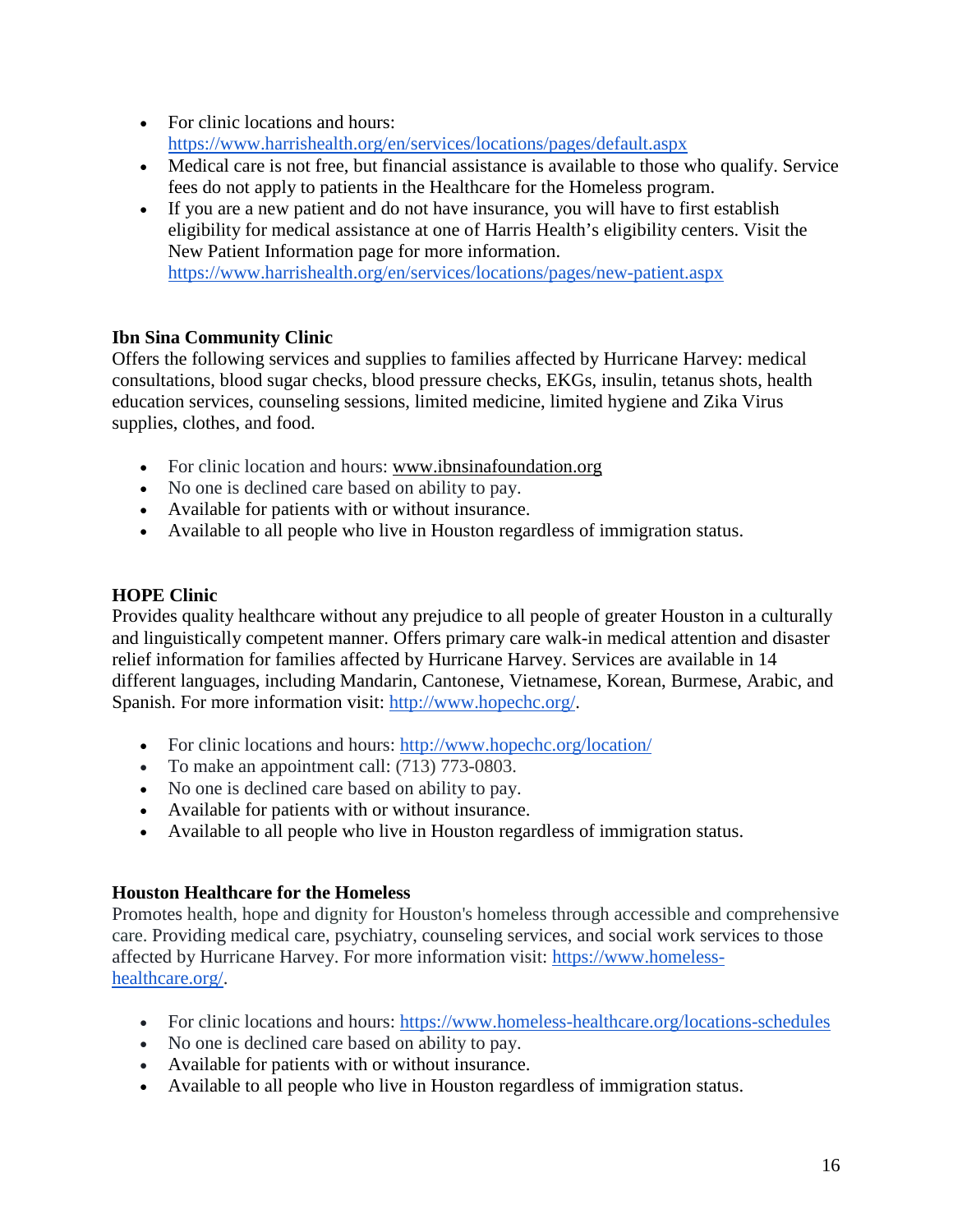- For clinic locations and hours: https://www.harrishealth.org/en/services/locations/pages/default.aspx
- Medical care is not free, but financial assistance is available to those who qualify. Service fees do not apply to patients in the Healthcare for the Homeless program.
- If you are a new patient and do not have insurance, you will have to first establish eligibility for medical assistance at one of Harris Health's eligibility centers. Visit the New Patient Information page for more information. https://www.harrishealth.org/en/services/locations/pages/new-patient.aspx

**Ibn Sina Community Clinic**
Offers the following services and supplies to families affected by Hurricane Harvey: medical consultations, blood sugar checks, blood pressure checks, EKGs, insulin, tetanus shots, health education services, counseling sessions, limited medicine, limited hygiene and Zika Virus supplies, clothes, and food.

- For clinic location and hours: www.ibnsinafoundation.org
- No one is declined care based on ability to pay.
- Available for patients with or without insurance.
- Available to all people who live in Houston regardless of immigration status.

**HOPE Clinic**
Provides quality healthcare without any prejudice to all people of greater Houston in a culturally and linguistically competent manner. Offers primary care walk-in medical attention and disaster relief information for families affected by Hurricane Harvey. Services are available in 14 different languages, including Mandarin, Cantonese, Vietnamese, Korean, Burmese, Arabic, and Spanish. For more information visit: http://www.hopechc.org/.

- For clinic locations and hours: http://www.hopechc.org/location/
- To make an appointment call: (713) 773-0803.
- No one is declined care based on ability to pay.
- Available for patients with or without insurance.
- Available to all people who live in Houston regardless of immigration status.

**Houston Healthcare for the Homeless**
Promotes health, hope and dignity for Houston's homeless through accessible and comprehensive care. Providing medical care, psychiatry, counseling services, and social work services to those affected by Hurricane Harvey. For more information visit: https://www.homeless-healthcare.org/.

- For clinic locations and hours: https://www.homeless-healthcare.org/locations-schedules
- No one is declined care based on ability to pay.
- Available for patients with or without insurance.
- Available to all people who live in Houston regardless of immigration status.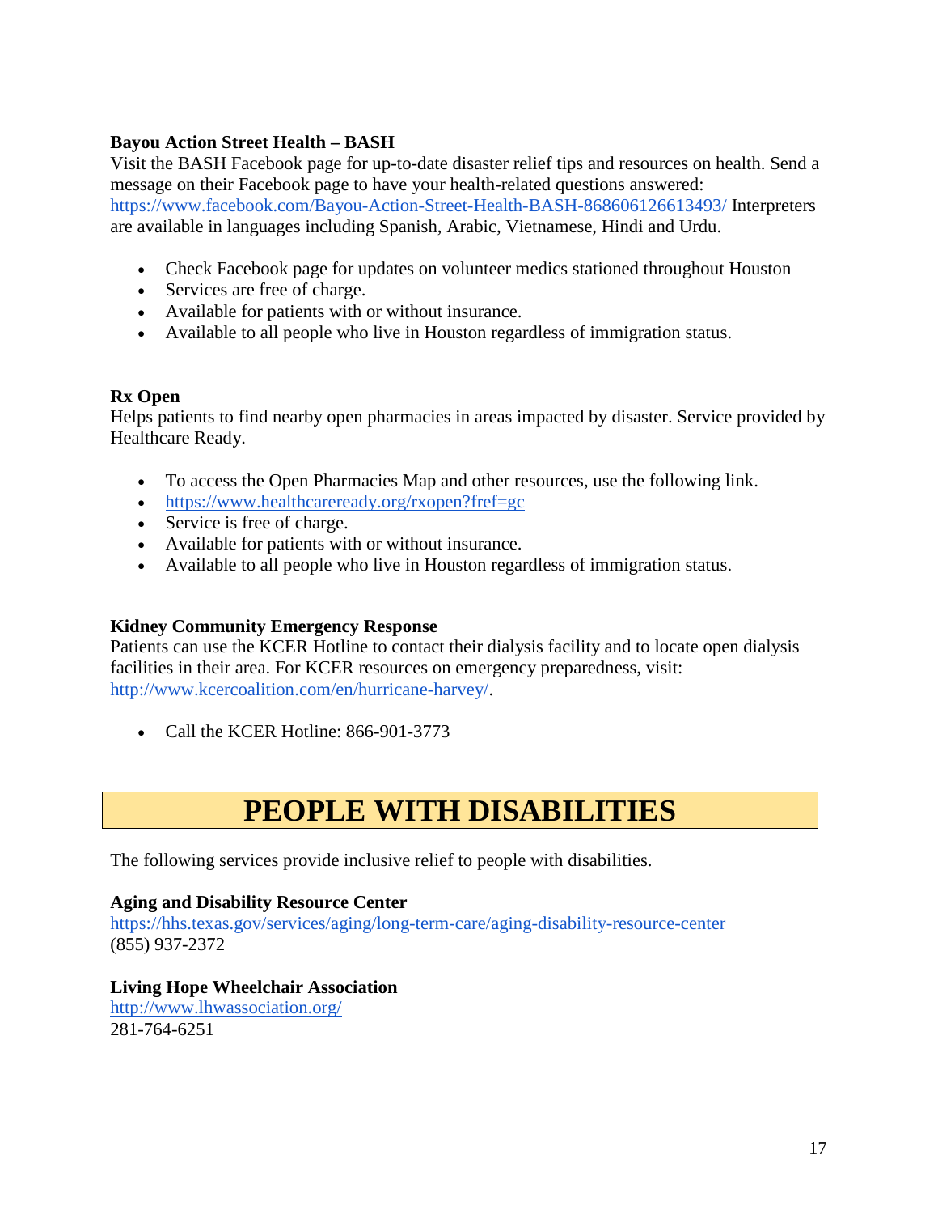**Bayou Action Street Health – BASH**

Visit the BASH Facebook page for up-to-date disaster relief tips and resources on health. Send a message on their Facebook page to have your health-related questions answered: https://www.facebook.com/Bayou-Action-Street-Health-BASH-868606126613493/ Interpreters are available in languages including Spanish, Arabic, Vietnamese, Hindi and Urdu.

- Check Facebook page for updates on volunteer medics stationed throughout Houston
- Services are free of charge.
- Available for patients with or without insurance.
- Available to all people who live in Houston regardless of immigration status.

**Rx Open**

Helps patients to find nearby open pharmacies in areas impacted by disaster. Service provided by Healthcare Ready.

- To access the Open Pharmacies Map and other resources, use the following link.
- https://www.healthcareready.org/rxopen?fref=gc
- Service is free of charge.
- Available for patients with or without insurance.
- Available to all people who live in Houston regardless of immigration status.

**Kidney Community Emergency Response**

Patients can use the KCER Hotline to contact their dialysis facility and to locate open dialysis facilities in their area. For KCER resources on emergency preparedness, visit: http://www.kcercoalition.com/en/hurricane-harvey/.

- Call the KCER Hotline: 866-901-3773

# PEOPLE WITH DISABILITIES

The following services provide inclusive relief to people with disabilities.

**Aging and Disability Resource Center**

https://hhs.texas.gov/services/aging/long-term-care/aging-disability-resource-center
(855) 937-2372

**Living Hope Wheelchair Association**

http://www.lhwassociation.org/
281-764-6251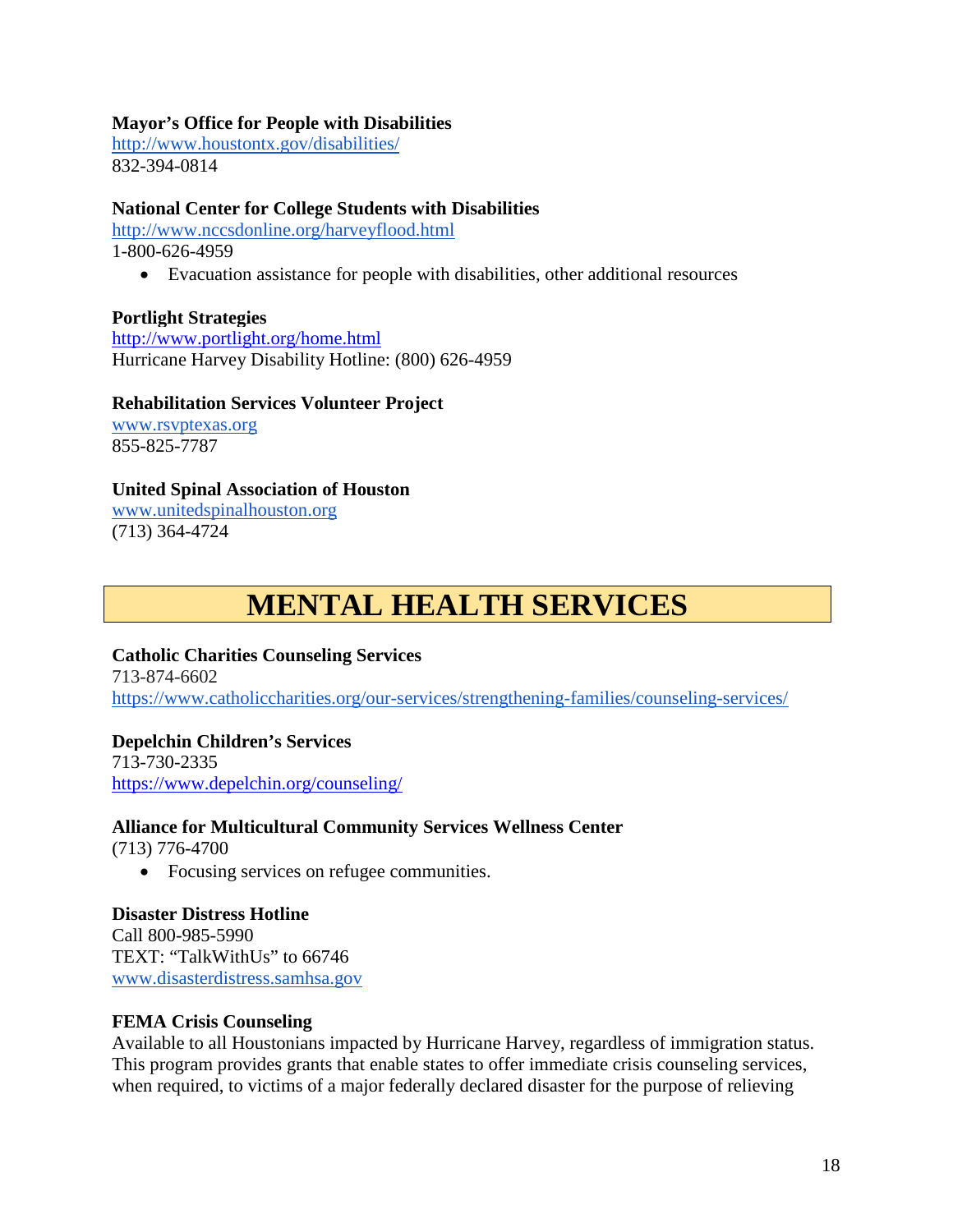**Mayor's Office for People with Disabilities**
http://www.houstontx.gov/disabilities/
832-394-0814

**National Center for College Students with Disabilities**
http://www.nccsdonline.org/harveyflood.html
1-800-626-4959

- Evacuation assistance for people with disabilities, other additional resources

**Portlight Strategies**
http://www.portlight.org/home.html
Hurricane Harvey Disability Hotline: (800) 626-4959

**Rehabilitation Services Volunteer Project**
www.rsvptexas.org
855-825-7787

**United Spinal Association of Houston**
www.unitedspinalhouston.org
(713) 364-4724

# MENTAL HEALTH SERVICES

**Catholic Charities Counseling Services**
713-874-6602
https://www.catholiccharities.org/our-services/strengthening-families/counseling-services/

**Depelchin Children's Services**
713-730-2335
https://www.depelchin.org/counseling/

**Alliance for Multicultural Community Services Wellness Center**
(713) 776-4700

- Focusing services on refugee communities.

**Disaster Distress Hotline**
Call 800-985-5990
TEXT: "TalkWithUs" to 66746
www.disasterdistress.samhsa.gov

**FEMA Crisis Counseling**
Available to all Houstonians impacted by Hurricane Harvey, regardless of immigration status. This program provides grants that enable states to offer immediate crisis counseling services, when required, to victims of a major federally declared disaster for the purpose of relieving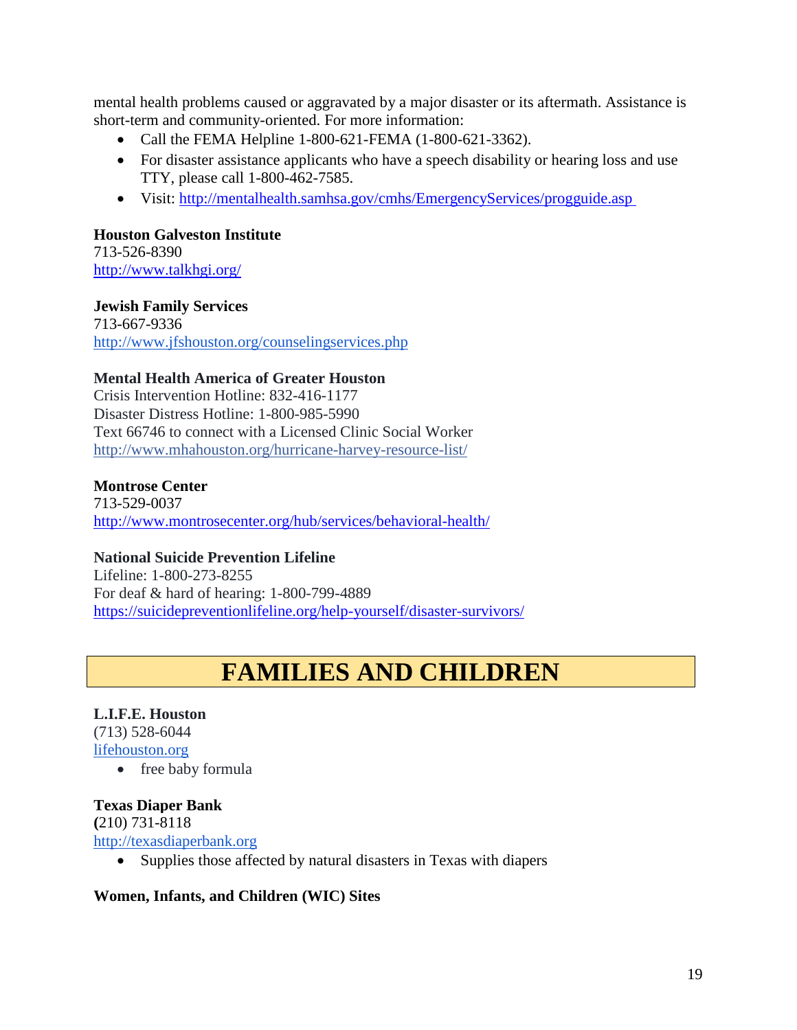mental health problems caused or aggravated by a major disaster or its aftermath. Assistance is short-term and community-oriented. For more information:

- Call the FEMA Helpline 1-800-621-FEMA (1-800-621-3362).
- For disaster assistance applicants who have a speech disability or hearing loss and use TTY, please call 1-800-462-7585.
- Visit: http://mentalhealth.samhsa.gov/cmhs/EmergencyServices/progguide.asp

**Houston Galveston Institute**
713-526-8390
http://www.talkhgi.org/

**Jewish Family Services**
713-667-9336
http://www.jfshouston.org/counselingservices.php

**Mental Health America of Greater Houston**
Crisis Intervention Hotline: 832-416-1177
Disaster Distress Hotline: 1-800-985-5990
Text 66746 to connect with a Licensed Clinic Social Worker
http://www.mhahouston.org/hurricane-harvey-resource-list/

**Montrose Center**
713-529-0037
http://www.montrosecenter.org/hub/services/behavioral-health/

**National Suicide Prevention Lifeline**
Lifeline: 1-800-273-8255
For deaf & hard of hearing: 1-800-799-4889
https://suicidepreventionlifeline.org/help-yourself/disaster-survivors/

# FAMILIES AND CHILDREN

**L.I.F.E. Houston**
(713) 528-6044
lifehouston.org

- free baby formula

**Texas Diaper Bank**
**(**210) 731-8118
http://texasdiaperbank.org

- Supplies those affected by natural disasters in Texas with diapers

**Women, Infants, and Children (WIC) Sites**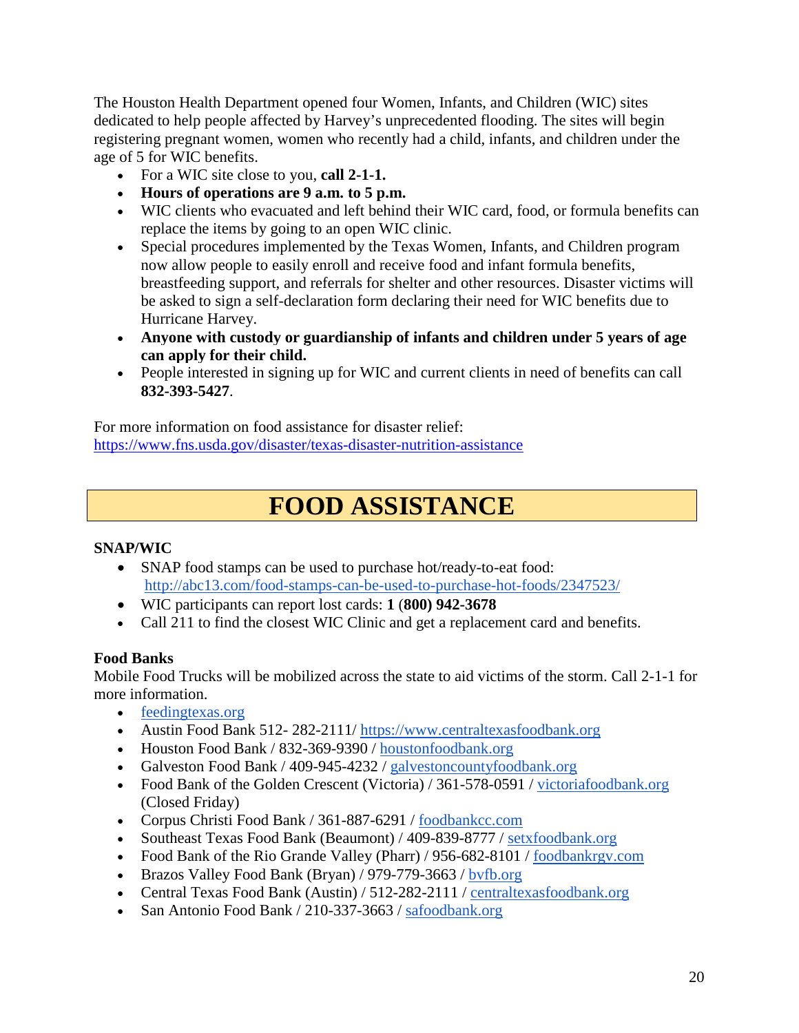The Houston Health Department opened four Women, Infants, and Children (WIC) sites dedicated to help people affected by Harvey's unprecedented flooding. The sites will begin registering pregnant women, women who recently had a child, infants, and children under the age of 5 for WIC benefits.

- For a WIC site close to you, **call 2-1-1.**
- **Hours of operations are 9 a.m. to 5 p.m.**
- WIC clients who evacuated and left behind their WIC card, food, or formula benefits can replace the items by going to an open WIC clinic.
- Special procedures implemented by the Texas Women, Infants, and Children program now allow people to easily enroll and receive food and infant formula benefits, breastfeeding support, and referrals for shelter and other resources. Disaster victims will be asked to sign a self-declaration form declaring their need for WIC benefits due to Hurricane Harvey.
- **Anyone with custody or guardianship of infants and children under 5 years of age can apply for their child.**
- People interested in signing up for WIC and current clients in need of benefits can call **832-393-5427**.

For more information on food assistance for disaster relief:
https://www.fns.usda.gov/disaster/texas-disaster-nutrition-assistance

# FOOD ASSISTANCE

**SNAP/WIC**

- SNAP food stamps can be used to purchase hot/ready-to-eat food: http://abc13.com/food-stamps-can-be-used-to-purchase-hot-foods/2347523/
- WIC participants can report lost cards: **1** (**800) 942-3678**
- Call 211 to find the closest WIC Clinic and get a replacement card and benefits.

**Food Banks**

Mobile Food Trucks will be mobilized across the state to aid victims of the storm. Call 2-1-1 for more information.

- feedingtexas.org
- Austin Food Bank 512- 282-2111/ https://www.centraltexasfoodbank.org
- Houston Food Bank / 832-369-9390 / houstonfoodbank.org
- Galveston Food Bank / 409-945-4232 / galvestoncountyfoodbank.org
- Food Bank of the Golden Crescent (Victoria) / 361-578-0591 / victoriafoodbank.org (Closed Friday)
- Corpus Christi Food Bank / 361-887-6291 / foodbankcc.com
- Southeast Texas Food Bank (Beaumont) / 409-839-8777 / setxfoodbank.org
- Food Bank of the Rio Grande Valley (Pharr) / 956-682-8101 / foodbankrgv.com
- Brazos Valley Food Bank (Bryan) / 979-779-3663 / bvfb.org
- Central Texas Food Bank (Austin) / 512-282-2111 / centraltexasfoodbank.org
- San Antonio Food Bank / 210-337-3663 / safoodbank.org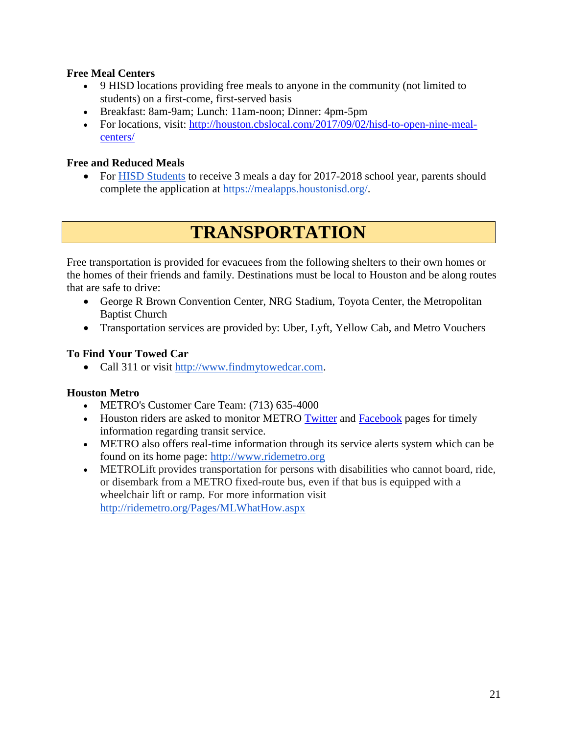**Free Meal Centers**

- 9 HISD locations providing free meals to anyone in the community (not limited to students) on a first-come, first-served basis
- Breakfast: 8am-9am; Lunch: 11am-noon; Dinner: 4pm-5pm
- For locations, visit: http://houston.cbslocal.com/2017/09/02/hisd-to-open-nine-meal-centers/

**Free and Reduced Meals**

- For HISD Students to receive 3 meals a day for 2017-2018 school year, parents should complete the application at https://mealapps.houstonisd.org/.

# TRANSPORTATION

Free transportation is provided for evacuees from the following shelters to their own homes or the homes of their friends and family. Destinations must be local to Houston and be along routes that are safe to drive:

- George R Brown Convention Center, NRG Stadium, Toyota Center, the Metropolitan Baptist Church
- Transportation services are provided by: Uber, Lyft, Yellow Cab, and Metro Vouchers

**To Find Your Towed Car**

- Call 311 or visit http://www.findmytowedcar.com.

**Houston Metro**

- METRO's Customer Care Team: (713) 635-4000
- Houston riders are asked to monitor METRO Twitter and Facebook pages for timely information regarding transit service.
- METRO also offers real-time information through its service alerts system which can be found on its home page: http://www.ridemetro.org
- METROLift provides transportation for persons with disabilities who cannot board, ride, or disembark from a METRO fixed-route bus, even if that bus is equipped with a wheelchair lift or ramp. For more information visit http://ridemetro.org/Pages/MLWhatHow.aspx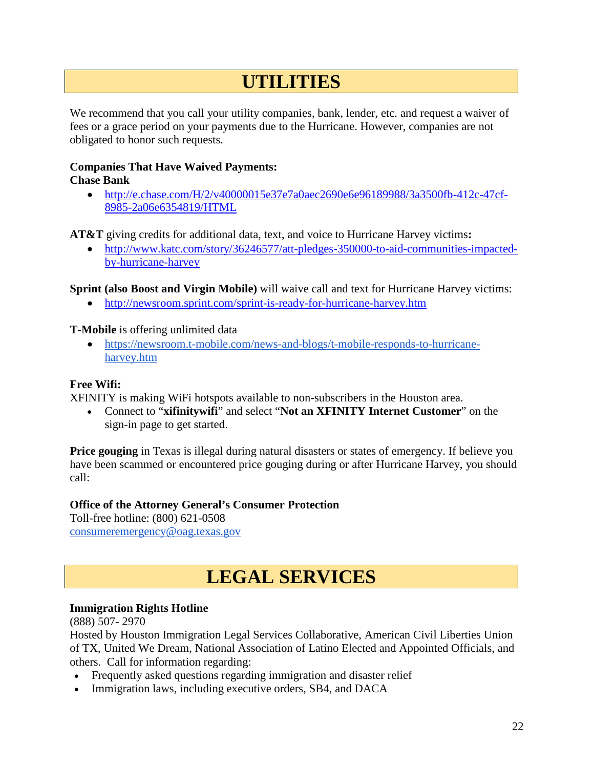# UTILITIES

We recommend that you call your utility companies, bank, lender, etc. and request a waiver of fees or a grace period on your payments due to the Hurricane. However, companies are not obligated to honor such requests.

**Companies That Have Waived Payments:**
**Chase Bank**

- http://e.chase.com/H/2/v40000015e37e7a0aec2690e6e96189988/3a3500fb-412c-47cf-8985-2a06e6354819/HTML

**AT&T** giving credits for additional data, text, and voice to Hurricane Harvey victims**:**

- http://www.katc.com/story/36246577/att-pledges-350000-to-aid-communities-impacted-by-hurricane-harvey

**Sprint (also Boost and Virgin Mobile)** will waive call and text for Hurricane Harvey victims:

- http://newsroom.sprint.com/sprint-is-ready-for-hurricane-harvey.htm

**T-Mobile** is offering unlimited data

- https://newsroom.t-mobile.com/news-and-blogs/t-mobile-responds-to-hurricane-harvey.htm

**Free Wifi:**
XFINITY is making WiFi hotspots available to non-subscribers in the Houston area.

- Connect to "**xfinitywifi**" and select "**Not an XFINITY Internet Customer**" on the sign-in page to get started.

**Price gouging** in Texas is illegal during natural disasters or states of emergency. If believe you have been scammed or encountered price gouging during or after Hurricane Harvey, you should call:

**Office of the Attorney General's Consumer Protection**
Toll-free hotline: (800) 621-0508
consumeremergency@oag.texas.gov

# LEGAL SERVICES

**Immigration Rights Hotline**
(888) 507- 2970
Hosted by Houston Immigration Legal Services Collaborative, American Civil Liberties Union of TX, United We Dream, National Association of Latino Elected and Appointed Officials, and others. Call for information regarding:

- Frequently asked questions regarding immigration and disaster relief
- Immigration laws, including executive orders, SB4, and DACA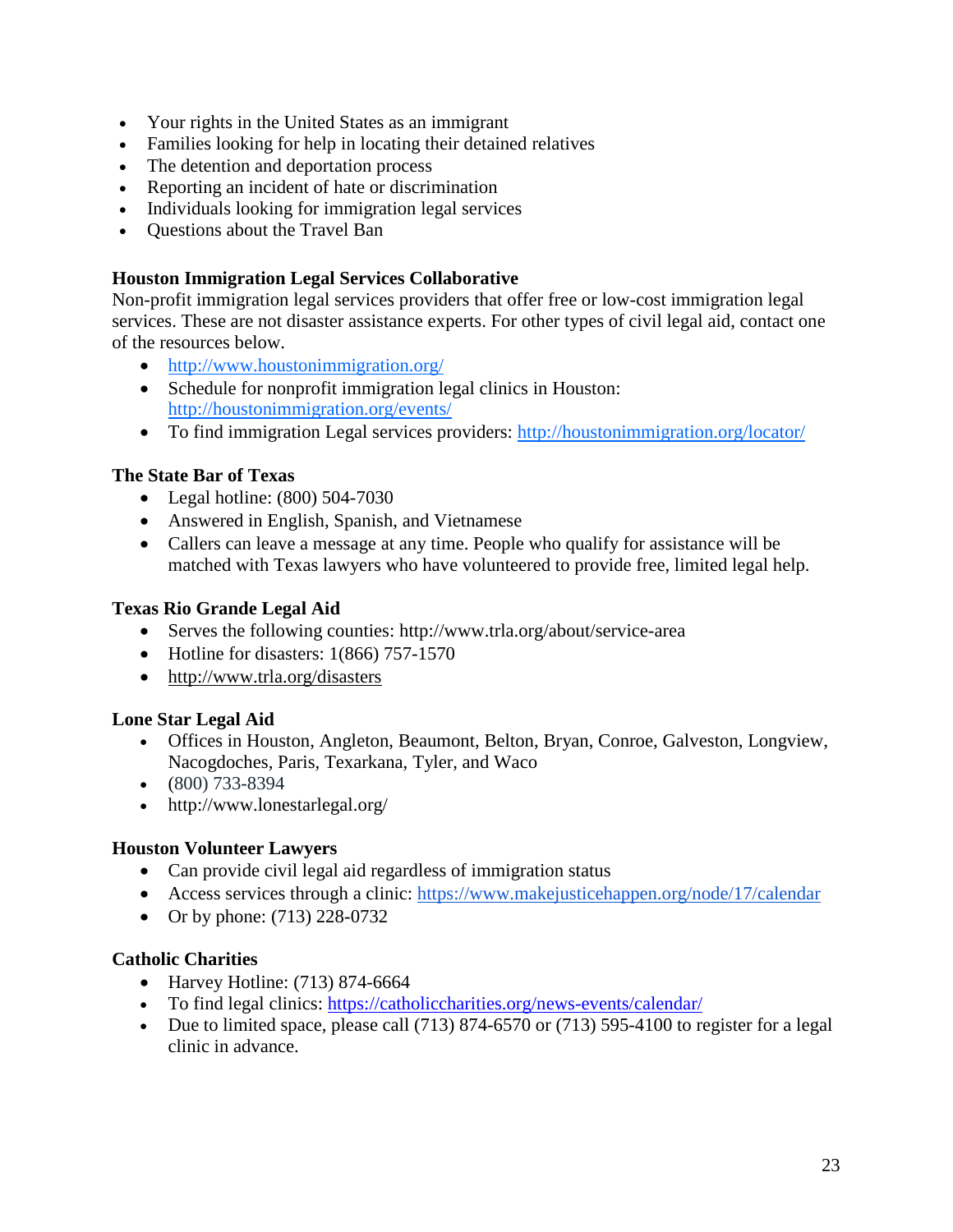- Your rights in the United States as an immigrant
- Families looking for help in locating their detained relatives
- The detention and deportation process
- Reporting an incident of hate or discrimination
- Individuals looking for immigration legal services
- Questions about the Travel Ban

**Houston Immigration Legal Services Collaborative**

Non-profit immigration legal services providers that offer free or low-cost immigration legal services. These are not disaster assistance experts. For other types of civil legal aid, contact one of the resources below.

- http://www.houstonimmigration.org/
- Schedule for nonprofit immigration legal clinics in Houston: http://houstonimmigration.org/events/
- To find immigration Legal services providers: http://houstonimmigration.org/locator/

**The State Bar of Texas**

- Legal hotline: (800) 504-7030
- Answered in English, Spanish, and Vietnamese
- Callers can leave a message at any time. People who qualify for assistance will be matched with Texas lawyers who have volunteered to provide free, limited legal help.

**Texas Rio Grande Legal Aid**

- Serves the following counties: http://www.trla.org/about/service-area
- Hotline for disasters: 1(866) 757-1570
- http://www.trla.org/disasters

**Lone Star Legal Aid**

- Offices in Houston, Angleton, Beaumont, Belton, Bryan, Conroe, Galveston, Longview, Nacogdoches, Paris, Texarkana, Tyler, and Waco
- (800) 733-8394
- http://www.lonestarlegal.org/

**Houston Volunteer Lawyers**

- Can provide civil legal aid regardless of immigration status
- Access services through a clinic: https://www.makejusticehappen.org/node/17/calendar
- Or by phone: (713) 228-0732

**Catholic Charities**

- Harvey Hotline: (713) 874-6664
- To find legal clinics: https://catholiccharities.org/news-events/calendar/
- Due to limited space, please call (713) 874-6570 or (713) 595-4100 to register for a legal clinic in advance.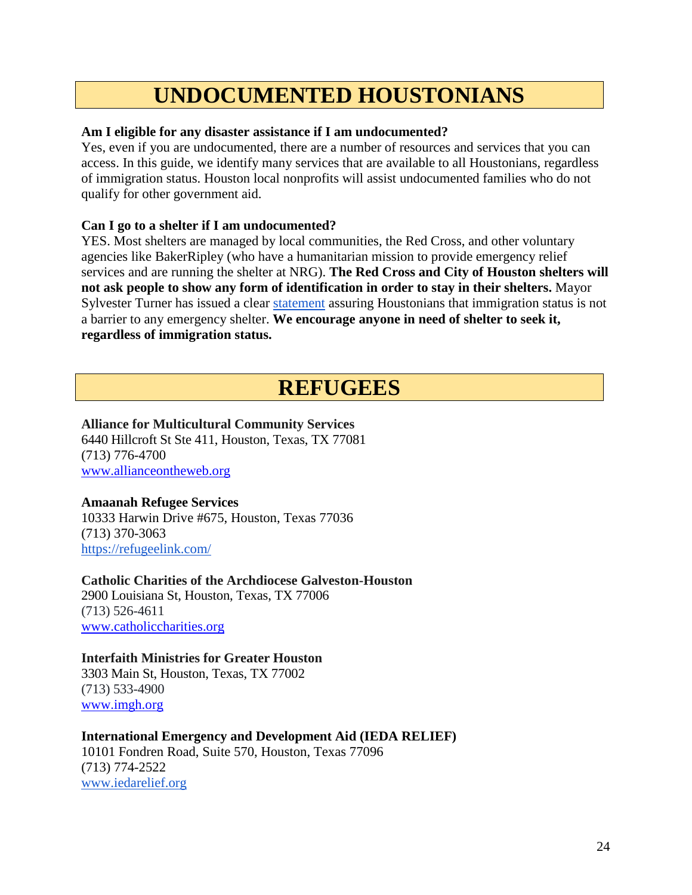# UNDOCUMENTED HOUSTONIANS

**Am I eligible for any disaster assistance if I am undocumented?**
Yes, even if you are undocumented, there are a number of resources and services that you can access. In this guide, we identify many services that are available to all Houstonians, regardless of immigration status. Houston local nonprofits will assist undocumented families who do not qualify for other government aid.

**Can I go to a shelter if I am undocumented?**
YES. Most shelters are managed by local communities, the Red Cross, and other voluntary agencies like BakerRipley (who have a humanitarian mission to provide emergency relief services and are running the shelter at NRG). **The Red Cross and City of Houston shelters will not ask people to show any form of identification in order to stay in their shelters.** Mayor Sylvester Turner has issued a clear statement assuring Houstonians that immigration status is not a barrier to any emergency shelter. **We encourage anyone in need of shelter to seek it, regardless of immigration status.**

# REFUGEES

**Alliance for Multicultural Community Services**
6440 Hillcroft St Ste 411, Houston, Texas, TX 77081
(713) 776-4700
www.allianceontheweb.org

**Amaanah Refugee Services**
10333 Harwin Drive #675, Houston, Texas 77036
(713) 370-3063
https://refugeelink.com/

**Catholic Charities of the Archdiocese Galveston-Houston**
2900 Louisiana St, Houston, Texas, TX 77006
(713) 526-4611
www.catholiccharities.org

**Interfaith Ministries for Greater Houston**
3303 Main St, Houston, Texas, TX 77002
(713) 533-4900
www.imgh.org

**International Emergency and Development Aid (IEDA RELIEF)**
10101 Fondren Road, Suite 570, Houston, Texas 77096
(713) 774-2522
www.iedarelief.org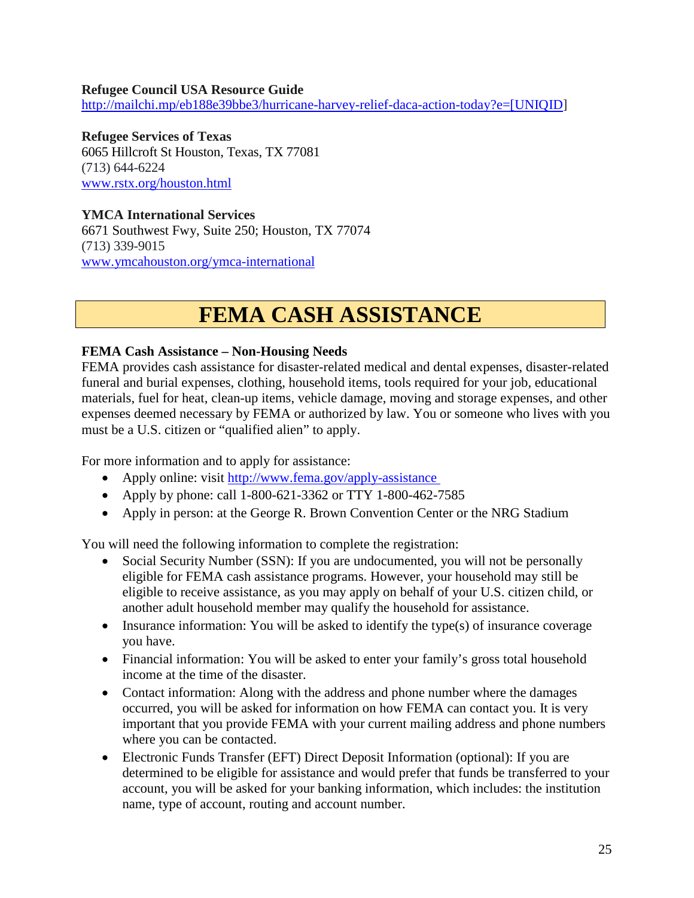**Refugee Council USA Resource Guide**
http://mailchi.mp/eb188e39bbe3/hurricane-harvey-relief-daca-action-today?e=[UNIQID]

**Refugee Services of Texas**
6065 Hillcroft St Houston, Texas, TX 77081
(713) 644-6224
www.rstx.org/houston.html

**YMCA International Services**
6671 Southwest Fwy, Suite 250; Houston, TX 77074
(713) 339-9015
www.ymcahouston.org/ymca-international

# FEMA CASH ASSISTANCE

**FEMA Cash Assistance – Non-Housing Needs**
FEMA provides cash assistance for disaster-related medical and dental expenses, disaster-related funeral and burial expenses, clothing, household items, tools required for your job, educational materials, fuel for heat, clean-up items, vehicle damage, moving and storage expenses, and other expenses deemed necessary by FEMA or authorized by law. You or someone who lives with you must be a U.S. citizen or "qualified alien" to apply.

For more information and to apply for assistance:

- Apply online: visit http://www.fema.gov/apply-assistance
- Apply by phone: call 1-800-621-3362 or TTY 1-800-462-7585
- Apply in person: at the George R. Brown Convention Center or the NRG Stadium

You will need the following information to complete the registration:

- Social Security Number (SSN): If you are undocumented, you will not be personally eligible for FEMA cash assistance programs. However, your household may still be eligible to receive assistance, as you may apply on behalf of your U.S. citizen child, or another adult household member may qualify the household for assistance.
- Insurance information: You will be asked to identify the type(s) of insurance coverage you have.
- Financial information: You will be asked to enter your family's gross total household income at the time of the disaster.
- Contact information: Along with the address and phone number where the damages occurred, you will be asked for information on how FEMA can contact you. It is very important that you provide FEMA with your current mailing address and phone numbers where you can be contacted.
- Electronic Funds Transfer (EFT) Direct Deposit Information (optional): If you are determined to be eligible for assistance and would prefer that funds be transferred to your account, you will be asked for your banking information, which includes: the institution name, type of account, routing and account number.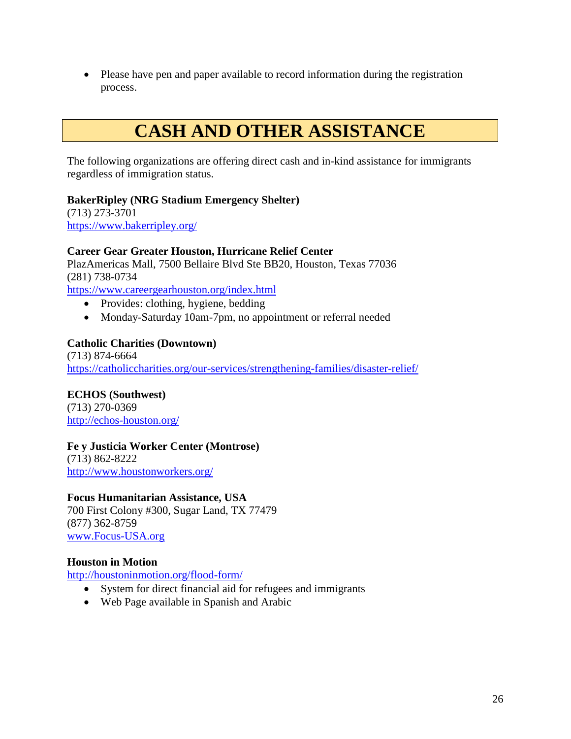- Please have pen and paper available to record information during the registration process.

# CASH AND OTHER ASSISTANCE

The following organizations are offering direct cash and in-kind assistance for immigrants regardless of immigration status.

**BakerRipley (NRG Stadium Emergency Shelter)**
(713) 273-3701
https://www.bakerripley.org/

**Career Gear Greater Houston, Hurricane Relief Center**
PlazAmericas Mall, 7500 Bellaire Blvd Ste BB20, Houston, Texas 77036
(281) 738-0734
https://www.careergearhouston.org/index.html

- Provides: clothing, hygiene, bedding
- Monday-Saturday 10am-7pm, no appointment or referral needed

**Catholic Charities (Downtown)**
(713) 874-6664
https://catholiccharities.org/our-services/strengthening-families/disaster-relief/

**ECHOS (Southwest)**
(713) 270-0369
http://echos-houston.org/

**Fe y Justicia Worker Center (Montrose)**
(713) 862-8222
http://www.houstonworkers.org/

**Focus Humanitarian Assistance, USA**
700 First Colony #300, Sugar Land, TX 77479
(877) 362-8759
www.Focus-USA.org

**Houston in Motion**
http://houstoninmotion.org/flood-form/

- System for direct financial aid for refugees and immigrants
- Web Page available in Spanish and Arabic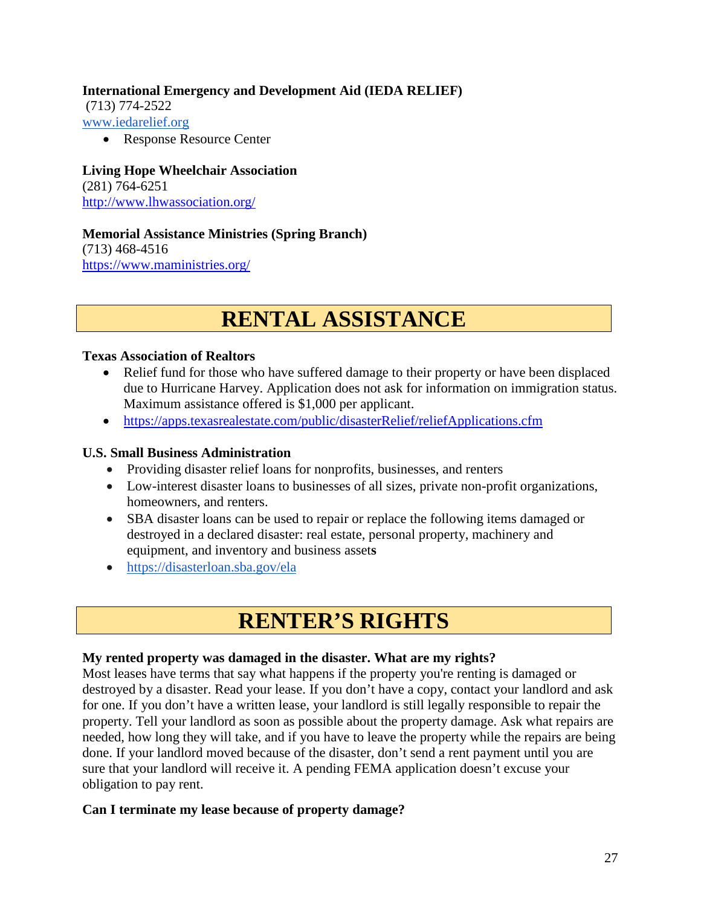**International Emergency and Development Aid (IEDA RELIEF)**
(713) 774-2522
www.iedarelief.org

- Response Resource Center

**Living Hope Wheelchair Association**
(281) 764-6251
http://www.lhwassociation.org/

**Memorial Assistance Ministries (Spring Branch)**
(713) 468-4516
https://www.maministries.org/

# RENTAL ASSISTANCE

**Texas Association of Realtors**

- Relief fund for those who have suffered damage to their property or have been displaced due to Hurricane Harvey. Application does not ask for information on immigration status. Maximum assistance offered is $1,000 per applicant.
- https://apps.texasrealestate.com/public/disasterRelief/reliefApplications.cfm

**U.S. Small Business Administration**

- Providing disaster relief loans for nonprofits, businesses, and renters
- Low-interest disaster loans to businesses of all sizes, private non-profit organizations, homeowners, and renters.
- SBA disaster loans can be used to repair or replace the following items damaged or destroyed in a declared disaster: real estate, personal property, machinery and equipment, and inventory and business assets
- https://disasterloan.sba.gov/ela

# RENTER'S RIGHTS

**My rented property was damaged in the disaster. What are my rights?**
Most leases have terms that say what happens if the property you're renting is damaged or destroyed by a disaster. Read your lease. If you don't have a copy, contact your landlord and ask for one. If you don't have a written lease, your landlord is still legally responsible to repair the property. Tell your landlord as soon as possible about the property damage. Ask what repairs are needed, how long they will take, and if you have to leave the property while the repairs are being done. If your landlord moved because of the disaster, don't send a rent payment until you are sure that your landlord will receive it. A pending FEMA application doesn't excuse your obligation to pay rent.

**Can I terminate my lease because of property damage?**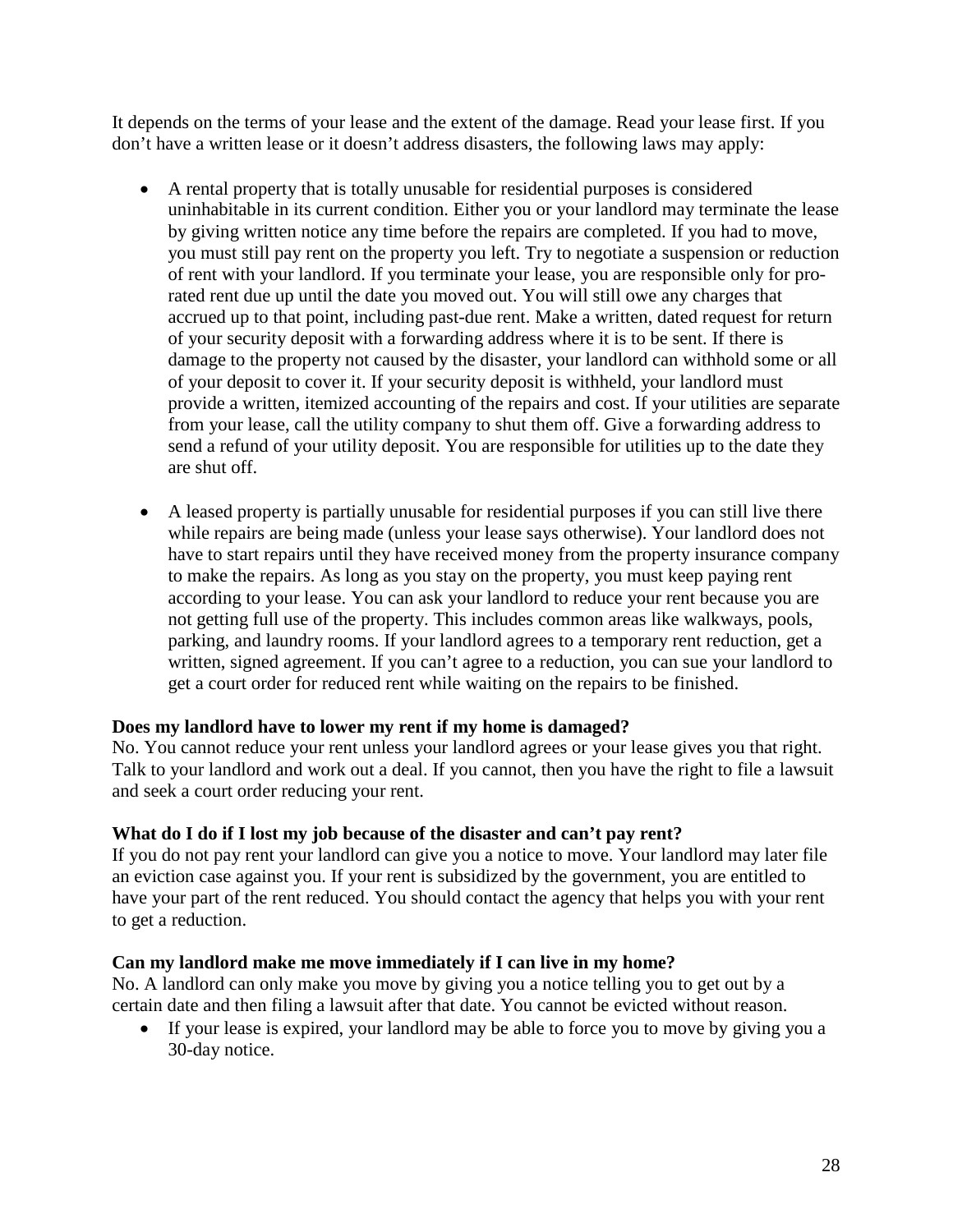It depends on the terms of your lease and the extent of the damage. Read your lease first. If you don't have a written lease or it doesn't address disasters, the following laws may apply:

- A rental property that is totally unusable for residential purposes is considered uninhabitable in its current condition. Either you or your landlord may terminate the lease by giving written notice any time before the repairs are completed. If you had to move, you must still pay rent on the property you left. Try to negotiate a suspension or reduction of rent with your landlord. If you terminate your lease, you are responsible only for pro-rated rent due up until the date you moved out. You will still owe any charges that accrued up to that point, including past-due rent. Make a written, dated request for return of your security deposit with a forwarding address where it is to be sent. If there is damage to the property not caused by the disaster, your landlord can withhold some or all of your deposit to cover it. If your security deposit is withheld, your landlord must provide a written, itemized accounting of the repairs and cost. If your utilities are separate from your lease, call the utility company to shut them off. Give a forwarding address to send a refund of your utility deposit. You are responsible for utilities up to the date they are shut off.

- A leased property is partially unusable for residential purposes if you can still live there while repairs are being made (unless your lease says otherwise). Your landlord does not have to start repairs until they have received money from the property insurance company to make the repairs. As long as you stay on the property, you must keep paying rent according to your lease. You can ask your landlord to reduce your rent because you are not getting full use of the property. This includes common areas like walkways, pools, parking, and laundry rooms. If your landlord agrees to a temporary rent reduction, get a written, signed agreement. If you can't agree to a reduction, you can sue your landlord to get a court order for reduced rent while waiting on the repairs to be finished.

**Does my landlord have to lower my rent if my home is damaged?**
No. You cannot reduce your rent unless your landlord agrees or your lease gives you that right. Talk to your landlord and work out a deal. If you cannot, then you have the right to file a lawsuit and seek a court order reducing your rent.

**What do I do if I lost my job because of the disaster and can't pay rent?**
If you do not pay rent your landlord can give you a notice to move. Your landlord may later file an eviction case against you. If your rent is subsidized by the government, you are entitled to have your part of the rent reduced. You should contact the agency that helps you with your rent to get a reduction.

**Can my landlord make me move immediately if I can live in my home?**
No. A landlord can only make you move by giving you a notice telling you to get out by a certain date and then filing a lawsuit after that date. You cannot be evicted without reason.

- If your lease is expired, your landlord may be able to force you to move by giving you a 30-day notice.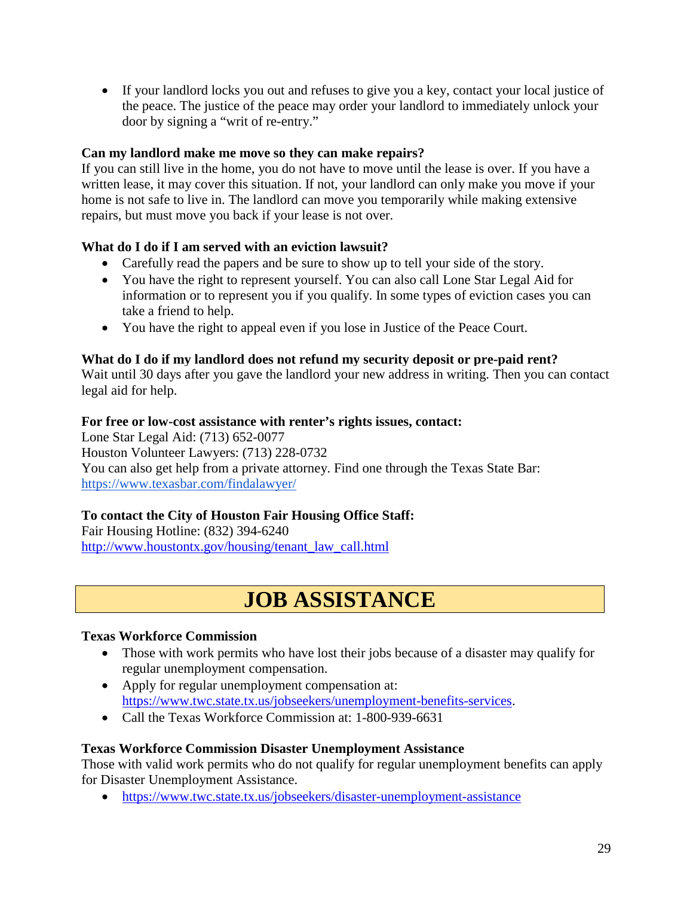- If your landlord locks you out and refuses to give you a key, contact your local justice of the peace. The justice of the peace may order your landlord to immediately unlock your door by signing a "writ of re-entry."

**Can my landlord make me move so they can make repairs?**
If you can still live in the home, you do not have to move until the lease is over. If you have a written lease, it may cover this situation. If not, your landlord can only make you move if your home is not safe to live in. The landlord can move you temporarily while making extensive repairs, but must move you back if your lease is not over.

**What do I do if I am served with an eviction lawsuit?**

- Carefully read the papers and be sure to show up to tell your side of the story.
- You have the right to represent yourself. You can also call Lone Star Legal Aid for information or to represent you if you qualify. In some types of eviction cases you can take a friend to help.
- You have the right to appeal even if you lose in Justice of the Peace Court.

**What do I do if my landlord does not refund my security deposit or pre-paid rent?**
Wait until 30 days after you gave the landlord your new address in writing. Then you can contact legal aid for help.

**For free or low-cost assistance with renter's rights issues, contact:**
Lone Star Legal Aid: (713) 652-0077
Houston Volunteer Lawyers: (713) 228-0732
You can also get help from a private attorney. Find one through the Texas State Bar:
https://www.texasbar.com/findalawyer/

**To contact the City of Houston Fair Housing Office Staff:**
Fair Housing Hotline: (832) 394-6240
http://www.houstontx.gov/housing/tenant_law_call.html

# JOB ASSISTANCE

**Texas Workforce Commission**

- Those with work permits who have lost their jobs because of a disaster may qualify for regular unemployment compensation.
- Apply for regular unemployment compensation at: https://www.twc.state.tx.us/jobseekers/unemployment-benefits-services.
- Call the Texas Workforce Commission at: 1-800-939-6631

**Texas Workforce Commission Disaster Unemployment Assistance**
Those with valid work permits who do not qualify for regular unemployment benefits can apply for Disaster Unemployment Assistance.

- https://www.twc.state.tx.us/jobseekers/disaster-unemployment-assistance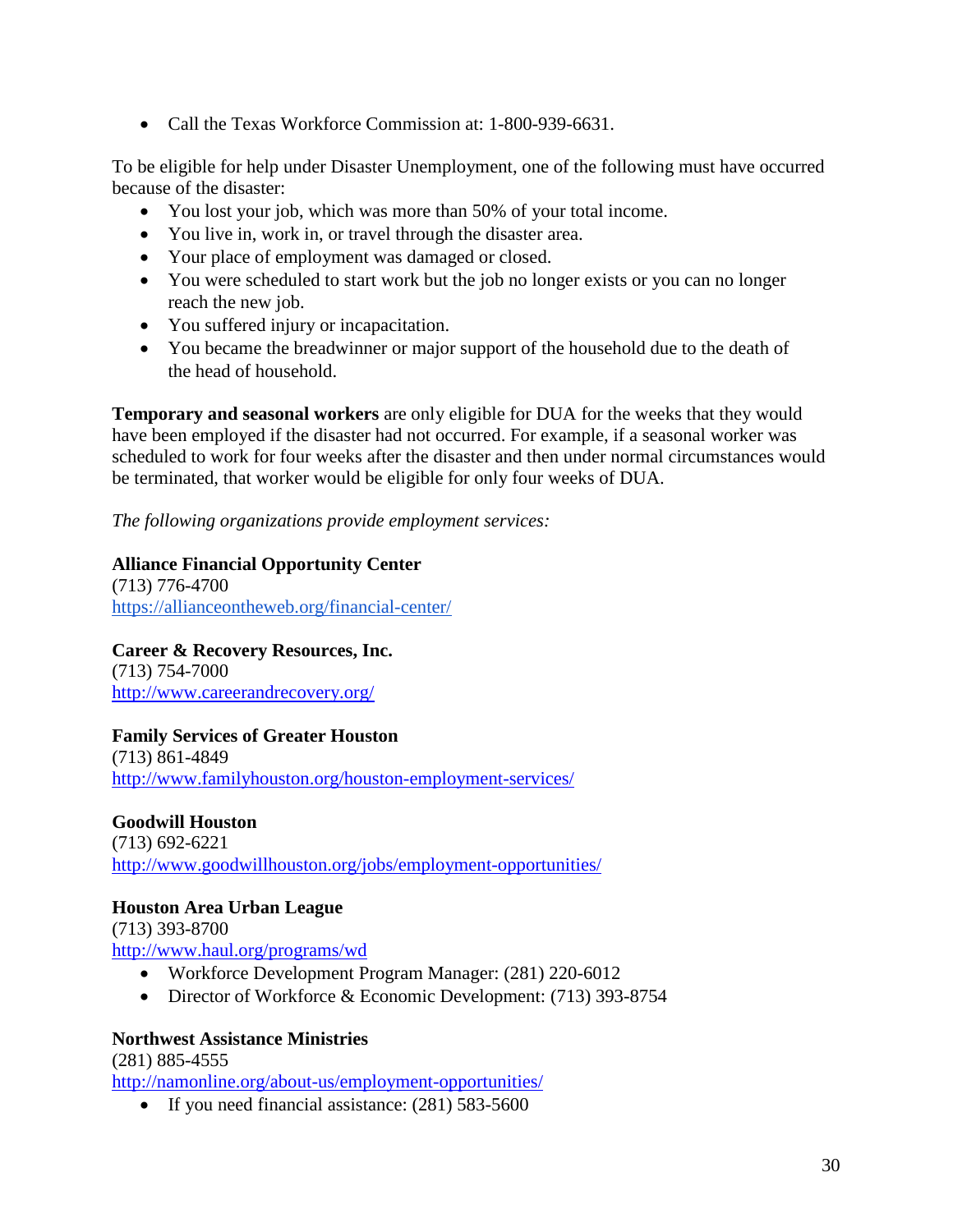- Call the Texas Workforce Commission at: 1-800-939-6631.

To be eligible for help under Disaster Unemployment, one of the following must have occurred because of the disaster:

- You lost your job, which was more than 50% of your total income.
- You live in, work in, or travel through the disaster area.
- Your place of employment was damaged or closed.
- You were scheduled to start work but the job no longer exists or you can no longer reach the new job.
- You suffered injury or incapacitation.
- You became the breadwinner or major support of the household due to the death of the head of household.

**Temporary and seasonal workers** are only eligible for DUA for the weeks that they would have been employed if the disaster had not occurred. For example, if a seasonal worker was scheduled to work for four weeks after the disaster and then under normal circumstances would be terminated, that worker would be eligible for only four weeks of DUA.

*The following organizations provide employment services:*

**Alliance Financial Opportunity Center**
(713) 776-4700
https://allianceontheweb.org/financial-center/

**Career & Recovery Resources, Inc.**
(713) 754-7000
http://www.careerandrecovery.org/

**Family Services of Greater Houston**
(713) 861-4849
http://www.familyhouston.org/houston-employment-services/

**Goodwill Houston**
(713) 692-6221
http://www.goodwillhouston.org/jobs/employment-opportunities/

**Houston Area Urban League**
(713) 393-8700
http://www.haul.org/programs/wd

- Workforce Development Program Manager: (281) 220-6012
- Director of Workforce & Economic Development: (713) 393-8754

**Northwest Assistance Ministries**
(281) 885-4555
http://namonline.org/about-us/employment-opportunities/

- If you need financial assistance: (281) 583-5600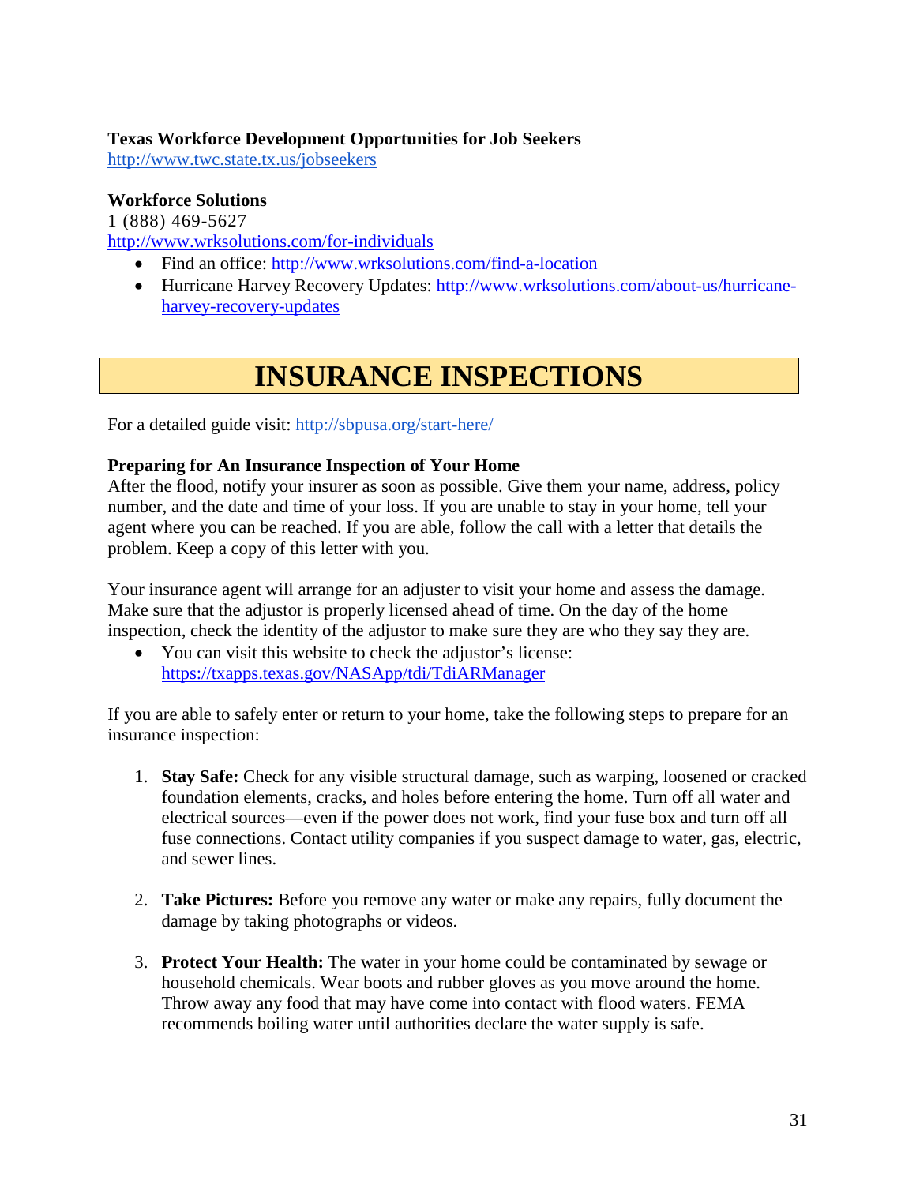**Texas Workforce Development Opportunities for Job Seekers**
http://www.twc.state.tx.us/jobseekers

**Workforce Solutions**
1 (888) 469-5627
http://www.wrksolutions.com/for-individuals

- Find an office: http://www.wrksolutions.com/find-a-location
- Hurricane Harvey Recovery Updates: http://www.wrksolutions.com/about-us/hurricane-harvey-recovery-updates

# INSURANCE INSPECTIONS

For a detailed guide visit: http://sbpusa.org/start-here/

**Preparing for An Insurance Inspection of Your Home**
After the flood, notify your insurer as soon as possible. Give them your name, address, policy number, and the date and time of your loss. If you are unable to stay in your home, tell your agent where you can be reached. If you are able, follow the call with a letter that details the problem. Keep a copy of this letter with you.

Your insurance agent will arrange for an adjuster to visit your home and assess the damage. Make sure that the adjustor is properly licensed ahead of time. On the day of the home inspection, check the identity of the adjustor to make sure they are who they say they are.

- You can visit this website to check the adjustor's license: https://txapps.texas.gov/NASApp/tdi/TdiARManager

If you are able to safely enter or return to your home, take the following steps to prepare for an insurance inspection:

1. **Stay Safe:** Check for any visible structural damage, such as warping, loosened or cracked foundation elements, cracks, and holes before entering the home. Turn off all water and electrical sources—even if the power does not work, find your fuse box and turn off all fuse connections. Contact utility companies if you suspect damage to water, gas, electric, and sewer lines.

2. **Take Pictures:** Before you remove any water or make any repairs, fully document the damage by taking photographs or videos.

3. **Protect Your Health:** The water in your home could be contaminated by sewage or household chemicals. Wear boots and rubber gloves as you move around the home. Throw away any food that may have come into contact with flood waters. FEMA recommends boiling water until authorities declare the water supply is safe.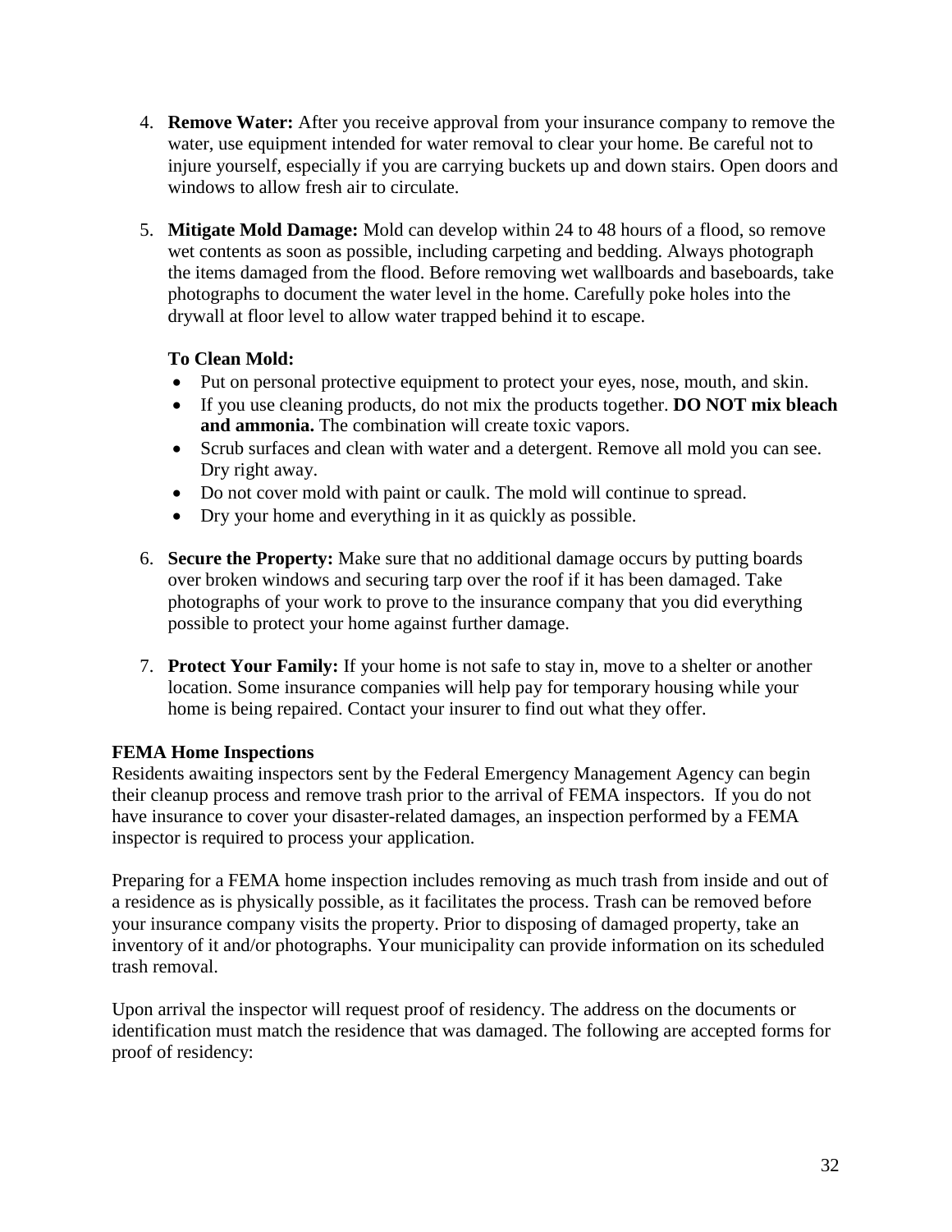4. **Remove Water:** After you receive approval from your insurance company to remove the water, use equipment intended for water removal to clear your home. Be careful not to injure yourself, especially if you are carrying buckets up and down stairs. Open doors and windows to allow fresh air to circulate.

5. **Mitigate Mold Damage:** Mold can develop within 24 to 48 hours of a flood, so remove wet contents as soon as possible, including carpeting and bedding. Always photograph the items damaged from the flood. Before removing wet wallboards and baseboards, take photographs to document the water level in the home. Carefully poke holes into the drywall at floor level to allow water trapped behind it to escape.

   **To Clean Mold:**
   - Put on personal protective equipment to protect your eyes, nose, mouth, and skin.
   - If you use cleaning products, do not mix the products together. **DO NOT mix bleach and ammonia.** The combination will create toxic vapors.
   - Scrub surfaces and clean with water and a detergent. Remove all mold you can see. Dry right away.
   - Do not cover mold with paint or caulk. The mold will continue to spread.
   - Dry your home and everything in it as quickly as possible.

6. **Secure the Property:** Make sure that no additional damage occurs by putting boards over broken windows and securing tarp over the roof if it has been damaged. Take photographs of your work to prove to the insurance company that you did everything possible to protect your home against further damage.

7. **Protect Your Family:** If your home is not safe to stay in, move to a shelter or another location. Some insurance companies will help pay for temporary housing while your home is being repaired. Contact your insurer to find out what they offer.

**FEMA Home Inspections**

Residents awaiting inspectors sent by the Federal Emergency Management Agency can begin their cleanup process and remove trash prior to the arrival of FEMA inspectors. If you do not have insurance to cover your disaster-related damages, an inspection performed by a FEMA inspector is required to process your application.

Preparing for a FEMA home inspection includes removing as much trash from inside and out of a residence as is physically possible, as it facilitates the process. Trash can be removed before your insurance company visits the property. Prior to disposing of damaged property, take an inventory of it and/or photographs. Your municipality can provide information on its scheduled trash removal.

Upon arrival the inspector will request proof of residency. The address on the documents or identification must match the residence that was damaged. The following are accepted forms for proof of residency: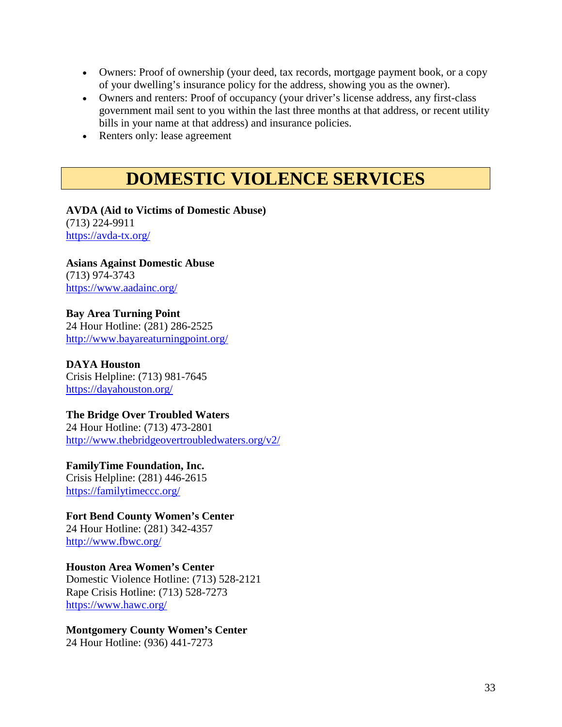- Owners: Proof of ownership (your deed, tax records, mortgage payment book, or a copy of your dwelling's insurance policy for the address, showing you as the owner).
- Owners and renters: Proof of occupancy (your driver's license address, any first-class government mail sent to you within the last three months at that address, or recent utility bills in your name at that address) and insurance policies.
- Renters only: lease agreement

# DOMESTIC VIOLENCE SERVICES

**AVDA (Aid to Victims of Domestic Abuse)**
(713) 224-9911
https://avda-tx.org/

**Asians Against Domestic Abuse**
(713) 974-3743
https://www.aadainc.org/

**Bay Area Turning Point**
24 Hour Hotline: (281) 286-2525
http://www.bayareaturningpoint.org/

**DAYA Houston**
Crisis Helpline: (713) 981-7645
https://dayahouston.org/

**The Bridge Over Troubled Waters**
24 Hour Hotline: (713) 473-2801
http://www.thebridgeovertroubledwaters.org/v2/

**FamilyTime Foundation, Inc.**
Crisis Helpline: (281) 446-2615
https://familytimeccc.org/

**Fort Bend County Women's Center**
24 Hour Hotline: (281) 342-4357
http://www.fbwc.org/

**Houston Area Women's Center**
Domestic Violence Hotline: (713) 528-2121
Rape Crisis Hotline: (713) 528-7273
https://www.hawc.org/

**Montgomery County Women's Center**
24 Hour Hotline: (936) 441-7273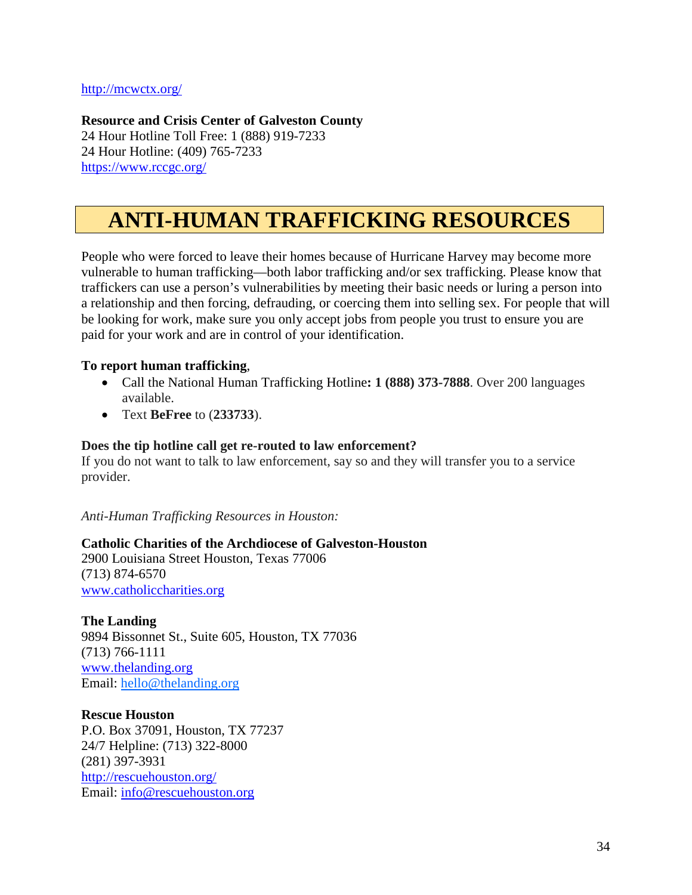http://mcwctx.org/

**Resource and Crisis Center of Galveston County**
24 Hour Hotline Toll Free: 1 (888) 919-7233
24 Hour Hotline: (409) 765-7233
https://www.rccgc.org/

# ANTI-HUMAN TRAFFICKING RESOURCES

People who were forced to leave their homes because of Hurricane Harvey may become more vulnerable to human trafficking—both labor trafficking and/or sex trafficking. Please know that traffickers can use a person's vulnerabilities by meeting their basic needs or luring a person into a relationship and then forcing, defrauding, or coercing them into selling sex. For people that will be looking for work, make sure you only accept jobs from people you trust to ensure you are paid for your work and are in control of your identification.

**To report human trafficking**,

- Call the National Human Trafficking Hotline**: 1 (888) 373-7888**. Over 200 languages available.
- Text **BeFree** to (**233733**).

**Does the tip hotline call get re-routed to law enforcement?**
If you do not want to talk to law enforcement, say so and they will transfer you to a service provider.

*Anti-Human Trafficking Resources in Houston:*

**Catholic Charities of the Archdiocese of Galveston-Houston**
2900 Louisiana Street Houston, Texas 77006
(713) 874-6570
www.catholiccharities.org

**The Landing**
9894 Bissonnet St., Suite 605, Houston, TX 77036
(713) 766-1111
www.thelanding.org
Email: hello@thelanding.org

**Rescue Houston**
P.O. Box 37091, Houston, TX 77237
24/7 Helpline: (713) 322-8000
(281) 397-3931
http://rescuehouston.org/
Email: info@rescuehouston.org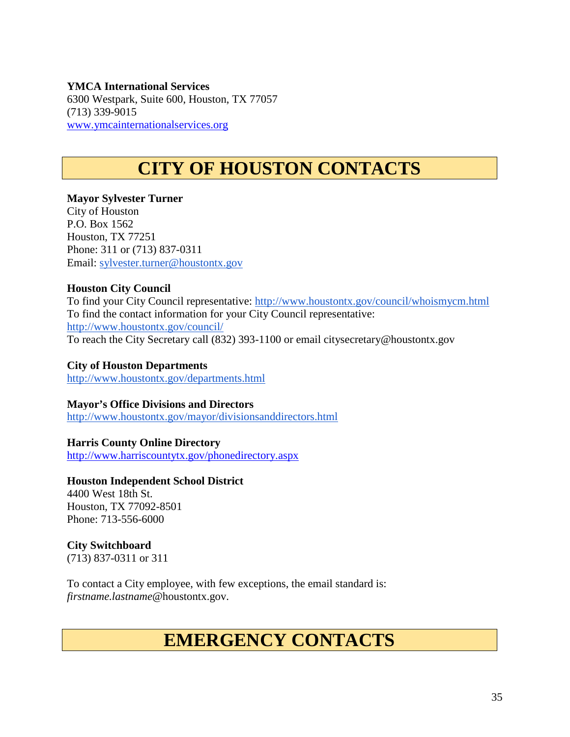**YMCA International Services**
6300 Westpark, Suite 600, Houston, TX 77057
(713) 339-9015
www.ymcainternationalservices.org

# CITY OF HOUSTON CONTACTS

**Mayor Sylvester Turner**
City of Houston
P.O. Box 1562
Houston, TX 77251
Phone: 311 or (713) 837-0311
Email: sylvester.turner@houstontx.gov

**Houston City Council**
To find your City Council representative: http://www.houstontx.gov/council/whoismycm.html
To find the contact information for your City Council representative:
http://www.houstontx.gov/council/
To reach the City Secretary call (832) 393-1100 or email citysecretary@houstontx.gov

**City of Houston Departments**
http://www.houstontx.gov/departments.html

**Mayor's Office Divisions and Directors**
http://www.houstontx.gov/mayor/divisionsanddirectors.html

**Harris County Online Directory**
http://www.harriscountytx.gov/phonedirectory.aspx

**Houston Independent School District**
4400 West 18th St.
Houston, TX 77092-8501
Phone: 713-556-6000

**City Switchboard**
(713) 837-0311 or 311

To contact a City employee, with few exceptions, the email standard is:
*firstname.lastname*@houstontx.gov.

# EMERGENCY CONTACTS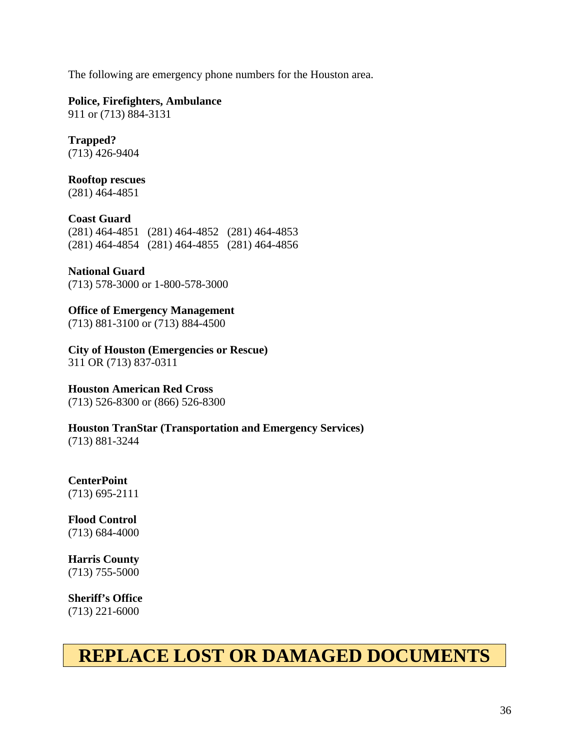The following are emergency phone numbers for the Houston area.

**Police, Firefighters, Ambulance**
911 or (713) 884-3131

**Trapped?**
(713) 426-9404

**Rooftop rescues**
(281) 464-4851

**Coast Guard**
(281) 464-4851 (281) 464-4852 (281) 464-4853
(281) 464-4854 (281) 464-4855 (281) 464-4856

**National Guard**
(713) 578-3000 or 1-800-578-3000

**Office of Emergency Management**
(713) 881-3100 or (713) 884-4500

**City of Houston (Emergencies or Rescue)**
311 OR (713) 837-0311

**Houston American Red Cross**
(713) 526-8300 or (866) 526-8300

**Houston TranStar (Transportation and Emergency Services)**
(713) 881-3244

**CenterPoint**
(713) 695-2111

**Flood Control**
(713) 684-4000

**Harris County**
(713) 755-5000

**Sheriff's Office**
(713) 221-6000

# REPLACE LOST OR DAMAGED DOCUMENTS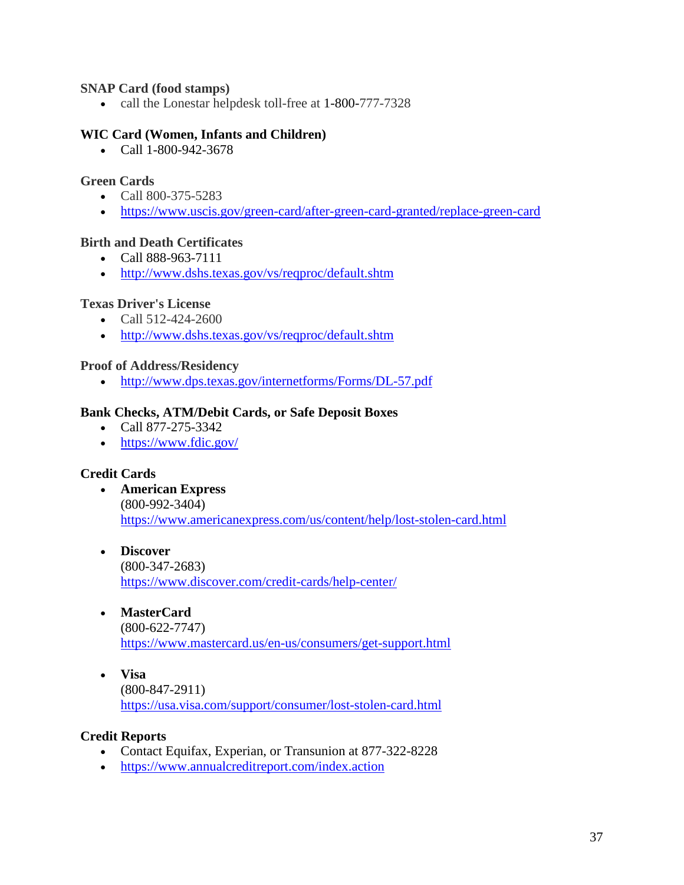**SNAP Card (food stamps)**

- call the Lonestar helpdesk toll-free at 1-800-777-7328

**WIC Card (Women, Infants and Children)**

- Call 1-800-942-3678

**Green Cards**

- Call 800-375-5283
- https://www.uscis.gov/green-card/after-green-card-granted/replace-green-card

**Birth and Death Certificates**

- Call 888-963-7111
- http://www.dshs.texas.gov/vs/reqproc/default.shtm

**Texas Driver's License**

- Call 512-424-2600
- http://www.dshs.texas.gov/vs/reqproc/default.shtm

**Proof of Address/Residency**

- http://www.dps.texas.gov/internetforms/Forms/DL-57.pdf

**Bank Checks, ATM/Debit Cards, or Safe Deposit Boxes**

- Call 877-275-3342
- https://www.fdic.gov/

**Credit Cards**

- **American Express**
  (800-992-3404)
  https://www.americanexpress.com/us/content/help/lost-stolen-card.html

- **Discover**
  (800-347-2683)
  https://www.discover.com/credit-cards/help-center/

- **MasterCard**
  (800-622-7747)
  https://www.mastercard.us/en-us/consumers/get-support.html

- **Visa**
  (800-847-2911)
  https://usa.visa.com/support/consumer/lost-stolen-card.html

**Credit Reports**

- Contact Equifax, Experian, or Transunion at 877-322-8228
- https://www.annualcreditreport.com/index.action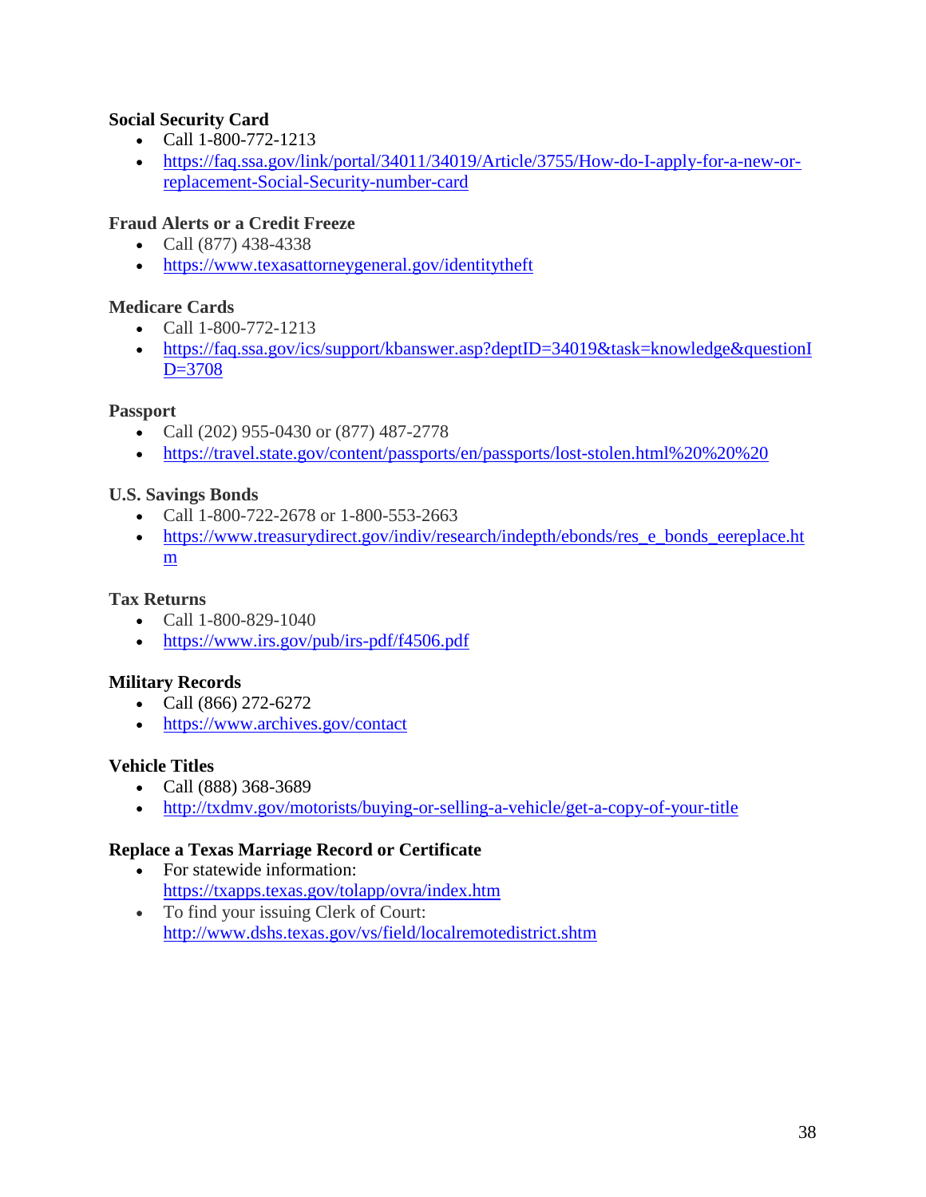**Social Security Card**

- Call 1-800-772-1213
- https://faq.ssa.gov/link/portal/34011/34019/Article/3755/How-do-I-apply-for-a-new-or-replacement-Social-Security-number-card

**Fraud Alerts or a Credit Freeze**

- Call (877) 438-4338
- https://www.texasattorneygeneral.gov/identitytheft

**Medicare Cards**

- Call 1-800-772-1213
- https://faq.ssa.gov/ics/support/kbanswer.asp?deptID=34019&task=knowledge&questionID=3708

**Passport**

- Call (202) 955-0430 or (877) 487-2778
- https://travel.state.gov/content/passports/en/passports/lost-stolen.html%20%20%20

**U.S. Savings Bonds**

- Call 1-800-722-2678 or 1-800-553-2663
- https://www.treasurydirect.gov/indiv/research/indepth/ebonds/res_e_bonds_eereplace.htm

**Tax Returns**

- Call 1-800-829-1040
- https://www.irs.gov/pub/irs-pdf/f4506.pdf

**Military Records**

- Call (866) 272-6272
- https://www.archives.gov/contact

**Vehicle Titles**

- Call (888) 368-3689
- http://txdmv.gov/motorists/buying-or-selling-a-vehicle/get-a-copy-of-your-title

**Replace a Texas Marriage Record or Certificate**

- For statewide information: https://txapps.texas.gov/tolapp/ovra/index.htm
- To find your issuing Clerk of Court: http://www.dshs.texas.gov/vs/field/localremotedistrict.shtm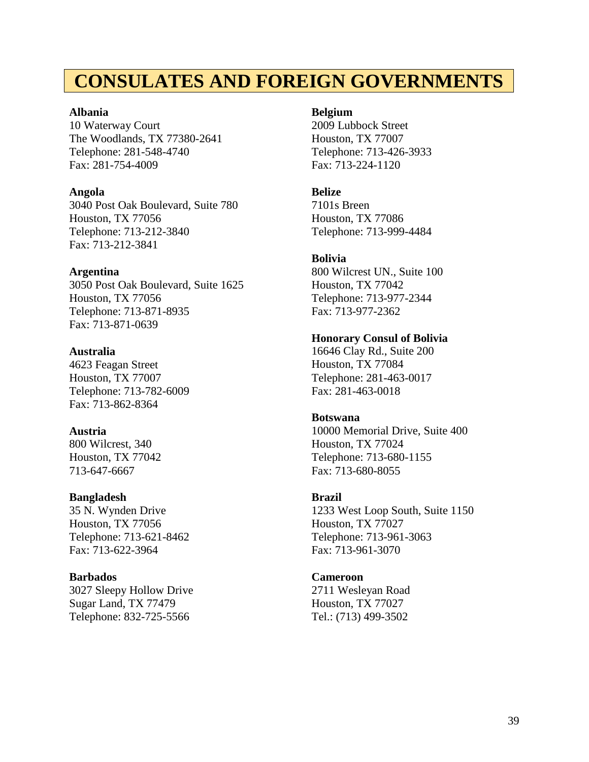# CONSULATES AND FOREIGN GOVERNMENTS

**Albania**
10 Waterway Court
The Woodlands, TX 77380-2641
Telephone: 281-548-4740
Fax: 281-754-4009

**Angola**
3040 Post Oak Boulevard, Suite 780
Houston, TX 77056
Telephone: 713-212-3840
Fax: 713-212-3841

**Argentina**
3050 Post Oak Boulevard, Suite 1625
Houston, TX 77056
Telephone: 713-871-8935
Fax: 713-871-0639

**Australia**
4623 Feagan Street
Houston, TX 77007
Telephone: 713-782-6009
Fax: 713-862-8364

**Austria**
800 Wilcrest, 340
Houston, TX 77042
713-647-6667

**Bangladesh**
35 N. Wynden Drive
Houston, TX 77056
Telephone: 713-621-8462
Fax: 713-622-3964

**Barbados**
3027 Sleepy Hollow Drive
Sugar Land, TX 77479
Telephone: 832-725-5566

**Belgium**
2009 Lubbock Street
Houston, TX 77007
Telephone: 713-426-3933
Fax: 713-224-1120

**Belize**
7101s Breen
Houston, TX 77086
Telephone: 713-999-4484

**Bolivia**
800 Wilcrest UN., Suite 100
Houston, TX 77042
Telephone: 713-977-2344
Fax: 713-977-2362

**Honorary Consul of Bolivia**
16646 Clay Rd., Suite 200
Houston, TX 77084
Telephone: 281-463-0017
Fax: 281-463-0018

**Botswana**
10000 Memorial Drive, Suite 400
Houston, TX 77024
Telephone: 713-680-1155
Fax: 713-680-8055

**Brazil**
1233 West Loop South, Suite 1150
Houston, TX 77027
Telephone: 713-961-3063
Fax: 713-961-3070

**Cameroon**
2711 Wesleyan Road
Houston, TX 77027
Tel.: (713) 499-3502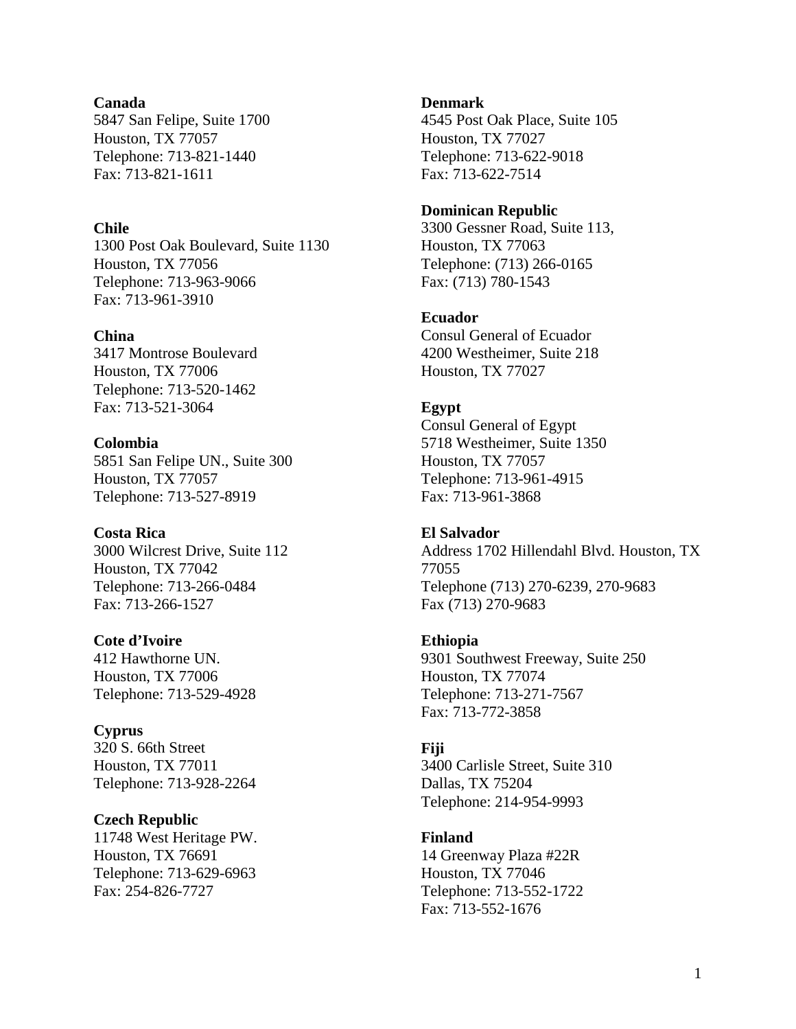**Canada**
5847 San Felipe, Suite 1700
Houston, TX 77057
Telephone: 713-821-1440
Fax: 713-821-1611

**Chile**
1300 Post Oak Boulevard, Suite 1130
Houston, TX 77056
Telephone: 713-963-9066
Fax: 713-961-3910

**China**
3417 Montrose Boulevard
Houston, TX 77006
Telephone: 713-520-1462
Fax: 713-521-3064

**Colombia**
5851 San Felipe UN., Suite 300
Houston, TX 77057
Telephone: 713-527-8919

**Costa Rica**
3000 Wilcrest Drive, Suite 112
Houston, TX 77042
Telephone: 713-266-0484
Fax: 713-266-1527

**Cote d'Ivoire**
412 Hawthorne UN.
Houston, TX 77006
Telephone: 713-529-4928

**Cyprus**
320 S. 66th Street
Houston, TX 77011
Telephone: 713-928-2264

**Czech Republic**
11748 West Heritage PW.
Houston, TX 76691
Telephone: 713-629-6963
Fax: 254-826-7727

**Denmark**
4545 Post Oak Place, Suite 105
Houston, TX 77027
Telephone: 713-622-9018
Fax: 713-622-7514

**Dominican Republic**
3300 Gessner Road, Suite 113,
Houston, TX 77063
Telephone: (713) 266-0165
Fax: (713) 780-1543

**Ecuador**
Consul General of Ecuador
4200 Westheimer, Suite 218
Houston, TX 77027

**Egypt**
Consul General of Egypt
5718 Westheimer, Suite 1350
Houston, TX 77057
Telephone: 713-961-4915
Fax: 713-961-3868

**El Salvador**
Address 1702 Hillendahl Blvd. Houston, TX 77055
Telephone (713) 270-6239, 270-9683
Fax (713) 270-9683

**Ethiopia**
9301 Southwest Freeway, Suite 250
Houston, TX 77074
Telephone: 713-271-7567
Fax: 713-772-3858

**Fiji**
3400 Carlisle Street, Suite 310
Dallas, TX 75204
Telephone: 214-954-9993

**Finland**
14 Greenway Plaza #22R
Houston, TX 77046
Telephone: 713-552-1722
Fax: 713-552-1676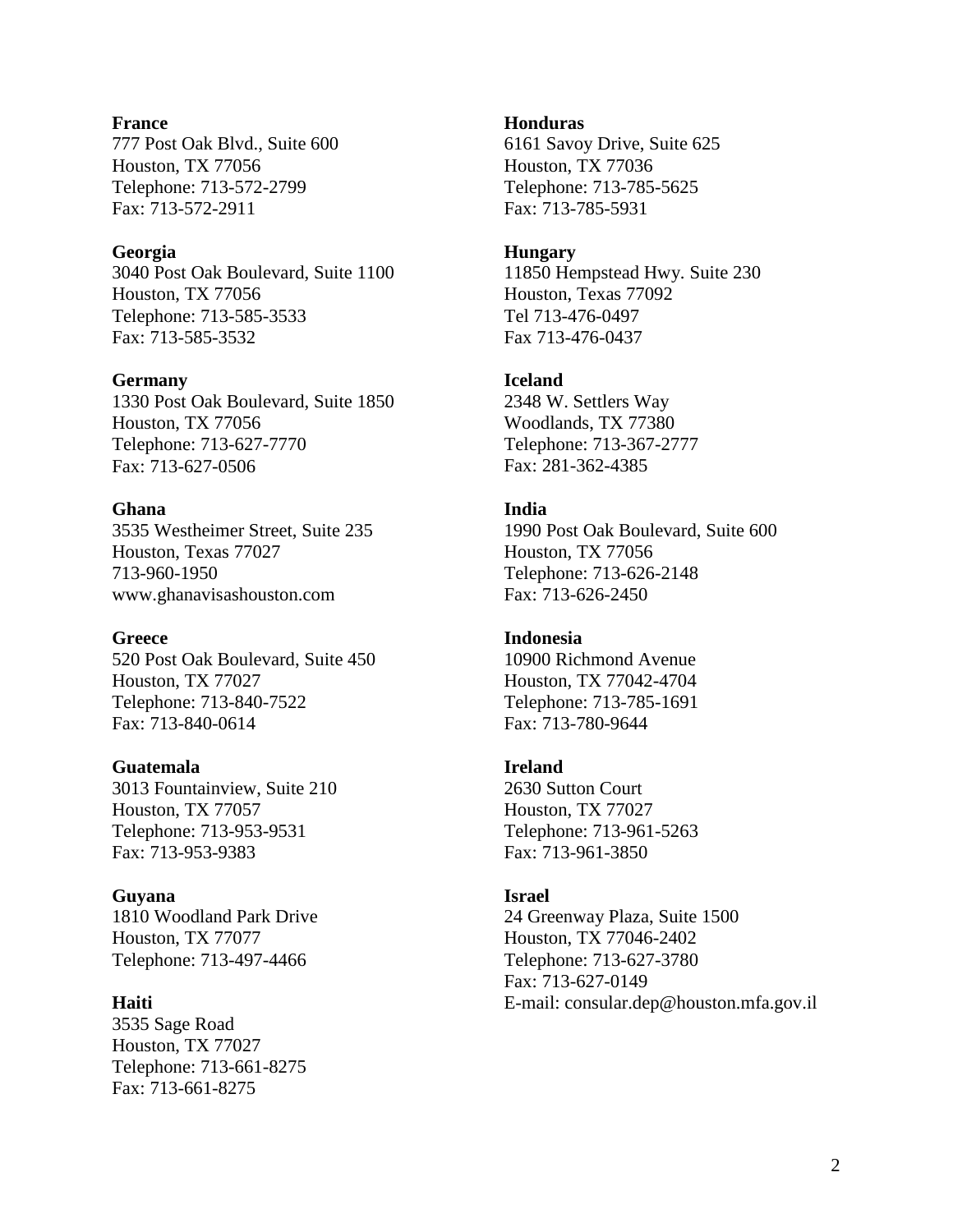**France**
777 Post Oak Blvd., Suite 600
Houston, TX 77056
Telephone: 713-572-2799
Fax: 713-572-2911

**Georgia**
3040 Post Oak Boulevard, Suite 1100
Houston, TX 77056
Telephone: 713-585-3533
Fax: 713-585-3532

**Germany**
1330 Post Oak Boulevard, Suite 1850
Houston, TX 77056
Telephone: 713-627-7770
Fax: 713-627-0506

**Ghana**
3535 Westheimer Street, Suite 235
Houston, Texas 77027
713-960-1950
www.ghanavisashouston.com

**Greece**
520 Post Oak Boulevard, Suite 450
Houston, TX 77027
Telephone: 713-840-7522
Fax: 713-840-0614

**Guatemala**
3013 Fountainview, Suite 210
Houston, TX 77057
Telephone: 713-953-9531
Fax: 713-953-9383

**Guyana**
1810 Woodland Park Drive
Houston, TX 77077
Telephone: 713-497-4466

**Haiti**
3535 Sage Road
Houston, TX 77027
Telephone: 713-661-8275
Fax: 713-661-8275

**Honduras**
6161 Savoy Drive, Suite 625
Houston, TX 77036
Telephone: 713-785-5625
Fax: 713-785-5931

**Hungary**
11850 Hempstead Hwy. Suite 230
Houston, Texas 77092
Tel 713-476-0497
Fax 713-476-0437

**Iceland**
2348 W. Settlers Way
Woodlands, TX 77380
Telephone: 713-367-2777
Fax: 281-362-4385

**India**
1990 Post Oak Boulevard, Suite 600
Houston, TX 77056
Telephone: 713-626-2148
Fax: 713-626-2450

**Indonesia**
10900 Richmond Avenue
Houston, TX 77042-4704
Telephone: 713-785-1691
Fax: 713-780-9644

**Ireland**
2630 Sutton Court
Houston, TX 77027
Telephone: 713-961-5263
Fax: 713-961-3850

**Israel**
24 Greenway Plaza, Suite 1500
Houston, TX 77046-2402
Telephone: 713-627-3780
Fax: 713-627-0149
E-mail: consular.dep@houston.mfa.gov.il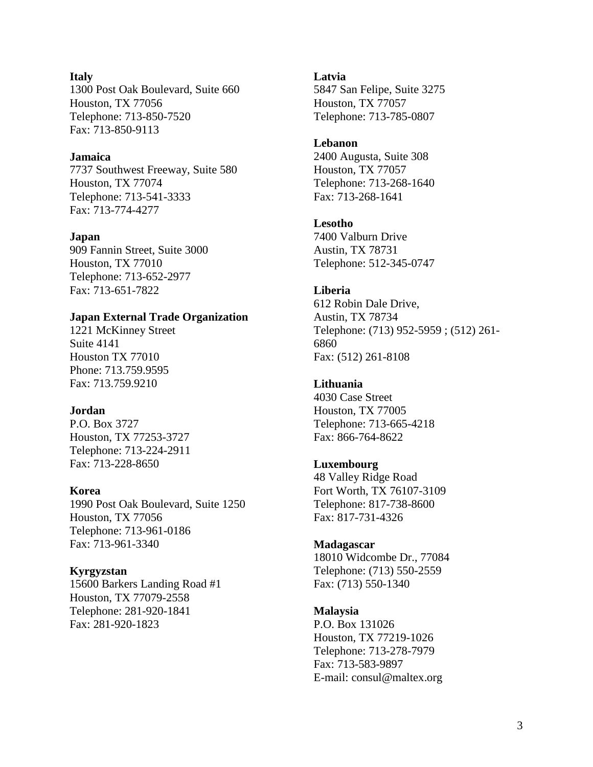**Italy**
1300 Post Oak Boulevard, Suite 660
Houston, TX 77056
Telephone: 713-850-7520
Fax: 713-850-9113

**Jamaica**
7737 Southwest Freeway, Suite 580
Houston, TX 77074
Telephone: 713-541-3333
Fax: 713-774-4277

**Japan**
909 Fannin Street, Suite 3000
Houston, TX 77010
Telephone: 713-652-2977
Fax: 713-651-7822

**Japan External Trade Organization**
1221 McKinney Street
Suite 4141
Houston TX 77010
Phone: 713.759.9595
Fax: 713.759.9210

**Jordan**
P.O. Box 3727
Houston, TX 77253-3727
Telephone: 713-224-2911
Fax: 713-228-8650

**Korea**
1990 Post Oak Boulevard, Suite 1250
Houston, TX 77056
Telephone: 713-961-0186
Fax: 713-961-3340

**Kyrgyzstan**
15600 Barkers Landing Road #1
Houston, TX 77079-2558
Telephone: 281-920-1841
Fax: 281-920-1823

**Latvia**
5847 San Felipe, Suite 3275
Houston, TX 77057
Telephone: 713-785-0807

**Lebanon**
2400 Augusta, Suite 308
Houston, TX 77057
Telephone: 713-268-1640
Fax: 713-268-1641

**Lesotho**
7400 Valburn Drive
Austin, TX 78731
Telephone: 512-345-0747

**Liberia**
612 Robin Dale Drive,
Austin, TX 78734
Telephone: (713) 952-5959 ; (512) 261-6860
Fax: (512) 261-8108

**Lithuania**
4030 Case Street
Houston, TX 77005
Telephone: 713-665-4218
Fax: 866-764-8622

**Luxembourg**
48 Valley Ridge Road
Fort Worth, TX 76107-3109
Telephone: 817-738-8600
Fax: 817-731-4326

**Madagascar**
18010 Widcombe Dr., 77084
Telephone: (713) 550-2559
Fax: (713) 550-1340

**Malaysia**
P.O. Box 131026
Houston, TX 77219-1026
Telephone: 713-278-7979
Fax: 713-583-9897
E-mail: consul@maltex.org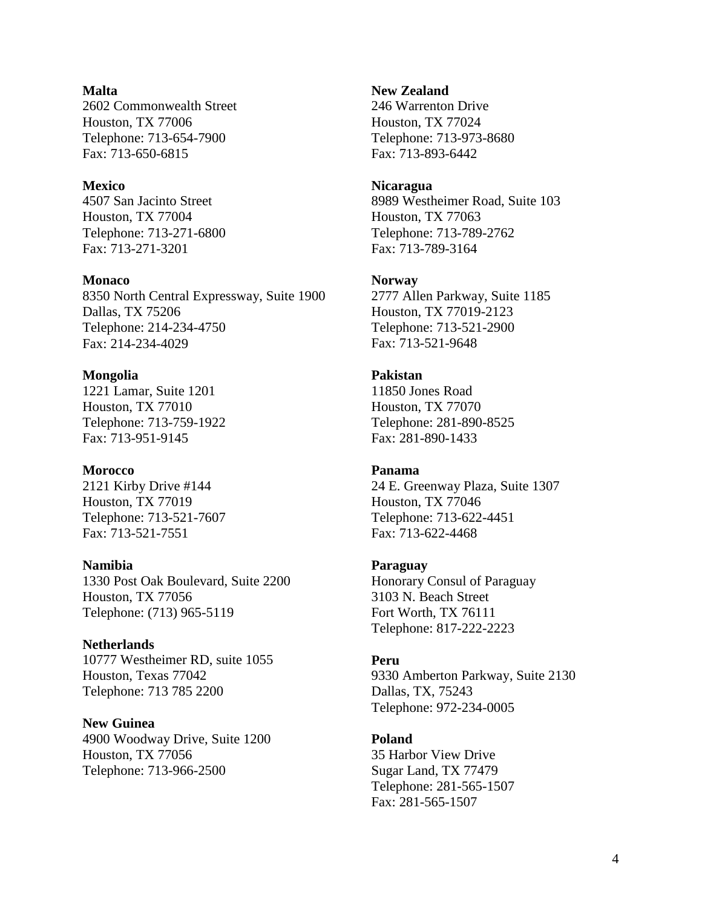**Malta**
2602 Commonwealth Street
Houston, TX 77006
Telephone: 713-654-7900
Fax: 713-650-6815

**Mexico**
4507 San Jacinto Street
Houston, TX 77004
Telephone: 713-271-6800
Fax: 713-271-3201

**Monaco**
8350 North Central Expressway, Suite 1900
Dallas, TX 75206
Telephone: 214-234-4750
Fax: 214-234-4029

**Mongolia**
1221 Lamar, Suite 1201
Houston, TX 77010
Telephone: 713-759-1922
Fax: 713-951-9145

**Morocco**
2121 Kirby Drive #144
Houston, TX 77019
Telephone: 713-521-7607
Fax: 713-521-7551

**Namibia**
1330 Post Oak Boulevard, Suite 2200
Houston, TX 77056
Telephone: (713) 965-5119

**Netherlands**
10777 Westheimer RD, suite 1055
Houston, Texas 77042
Telephone: 713 785 2200

**New Guinea**
4900 Woodway Drive, Suite 1200
Houston, TX 77056
Telephone: 713-966-2500

**New Zealand**
246 Warrenton Drive
Houston, TX 77024
Telephone: 713-973-8680
Fax: 713-893-6442

**Nicaragua**
8989 Westheimer Road, Suite 103
Houston, TX 77063
Telephone: 713-789-2762
Fax: 713-789-3164

**Norway**
2777 Allen Parkway, Suite 1185
Houston, TX 77019-2123
Telephone: 713-521-2900
Fax: 713-521-9648

**Pakistan**
11850 Jones Road
Houston, TX 77070
Telephone: 281-890-8525
Fax: 281-890-1433

**Panama**
24 E. Greenway Plaza, Suite 1307
Houston, TX 77046
Telephone: 713-622-4451
Fax: 713-622-4468

**Paraguay**
Honorary Consul of Paraguay
3103 N. Beach Street
Fort Worth, TX 76111
Telephone: 817-222-2223

**Peru**
9330 Amberton Parkway, Suite 2130
Dallas, TX, 75243
Telephone: 972-234-0005

**Poland**
35 Harbor View Drive
Sugar Land, TX 77479
Telephone: 281-565-1507
Fax: 281-565-1507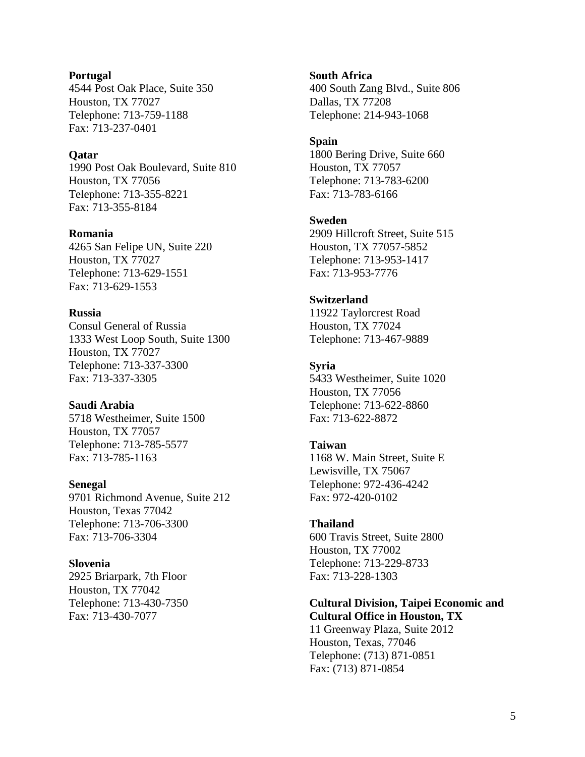**Portugal**
4544 Post Oak Place, Suite 350
Houston, TX 77027
Telephone: 713-759-1188
Fax: 713-237-0401

**Qatar**
1990 Post Oak Boulevard, Suite 810
Houston, TX 77056
Telephone: 713-355-8221
Fax: 713-355-8184

**Romania**
4265 San Felipe UN, Suite 220
Houston, TX 77027
Telephone: 713-629-1551
Fax: 713-629-1553

**Russia**
Consul General of Russia
1333 West Loop South, Suite 1300
Houston, TX 77027
Telephone: 713-337-3300
Fax: 713-337-3305

**Saudi Arabia**
5718 Westheimer, Suite 1500
Houston, TX 77057
Telephone: 713-785-5577
Fax: 713-785-1163

**Senegal**
9701 Richmond Avenue, Suite 212
Houston, Texas 77042
Telephone: 713-706-3300
Fax: 713-706-3304

**Slovenia**
2925 Briarpark, 7th Floor
Houston, TX 77042
Telephone: 713-430-7350
Fax: 713-430-7077

**South Africa**
400 South Zang Blvd., Suite 806
Dallas, TX 77208
Telephone: 214-943-1068

**Spain**
1800 Bering Drive, Suite 660
Houston, TX 77057
Telephone: 713-783-6200
Fax: 713-783-6166

**Sweden**
2909 Hillcroft Street, Suite 515
Houston, TX 77057-5852
Telephone: 713-953-1417
Fax: 713-953-7776

**Switzerland**
11922 Taylorcrest Road
Houston, TX 77024
Telephone: 713-467-9889

**Syria**
5433 Westheimer, Suite 1020
Houston, TX 77056
Telephone: 713-622-8860
Fax: 713-622-8872

**Taiwan**
1168 W. Main Street, Suite E
Lewisville, TX 75067
Telephone: 972-436-4242
Fax: 972-420-0102

**Thailand**
600 Travis Street, Suite 2800
Houston, TX 77002
Telephone: 713-229-8733
Fax: 713-228-1303

**Cultural Division, Taipei Economic and Cultural Office in Houston, TX**
11 Greenway Plaza, Suite 2012
Houston, Texas, 77046
Telephone: (713) 871-0851
Fax: (713) 871-0854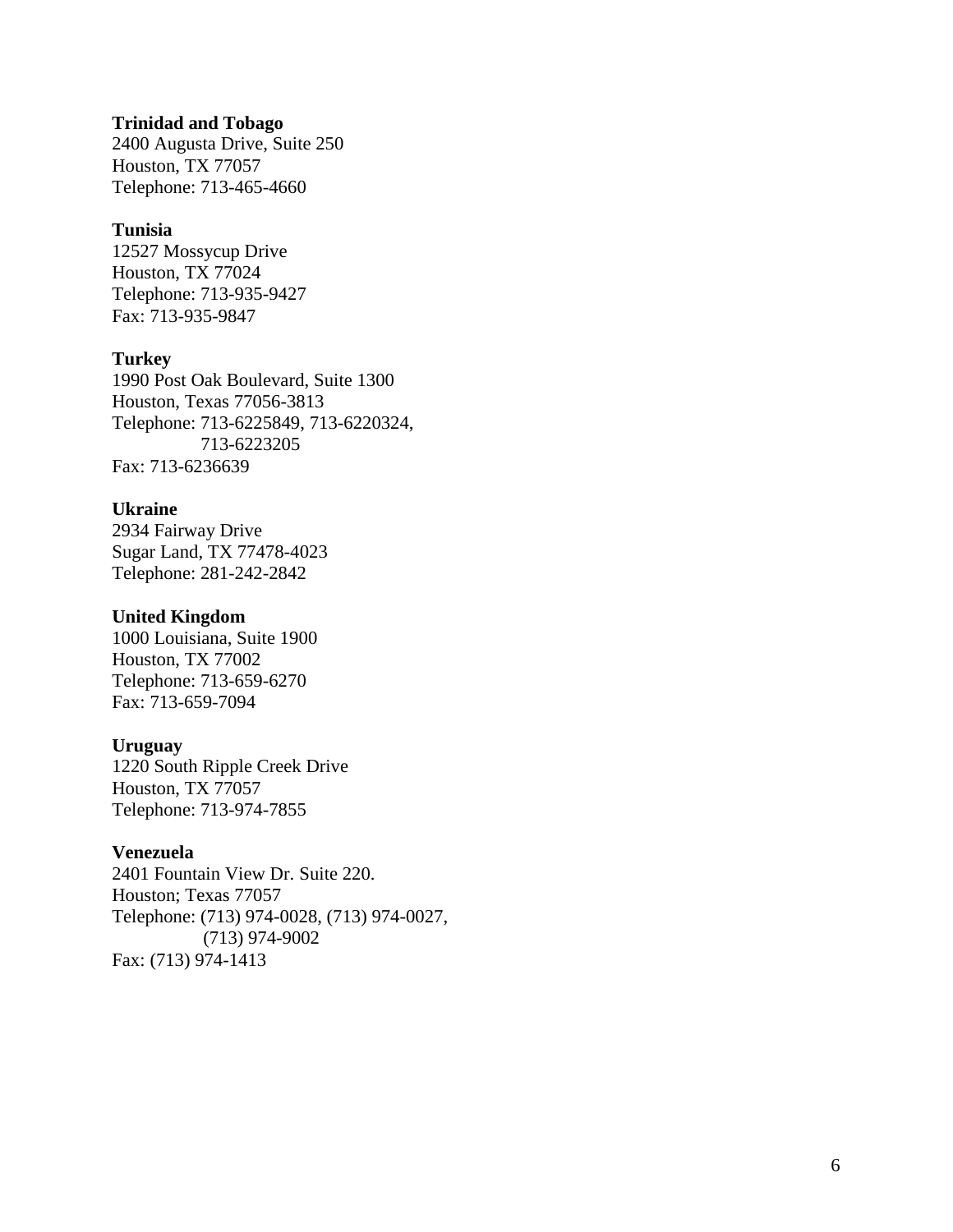**Trinidad and Tobago**
2400 Augusta Drive, Suite 250
Houston, TX 77057
Telephone: 713-465-4660

**Tunisia**
12527 Mossycup Drive
Houston, TX 77024
Telephone: 713-935-9427
Fax: 713-935-9847

**Turkey**
1990 Post Oak Boulevard, Suite 1300
Houston, Texas 77056-3813
Telephone: 713-6225849, 713-6220324,
713-6223205
Fax: 713-6236639

**Ukraine**
2934 Fairway Drive
Sugar Land, TX 77478-4023
Telephone: 281-242-2842

**United Kingdom**
1000 Louisiana, Suite 1900
Houston, TX 77002
Telephone: 713-659-6270
Fax: 713-659-7094

**Uruguay**
1220 South Ripple Creek Drive
Houston, TX 77057
Telephone: 713-974-7855

**Venezuela**
2401 Fountain View Dr. Suite 220.
Houston; Texas 77057
Telephone: (713) 974-0028, (713) 974-0027,
(713) 974-9002
Fax: (713) 974-1413